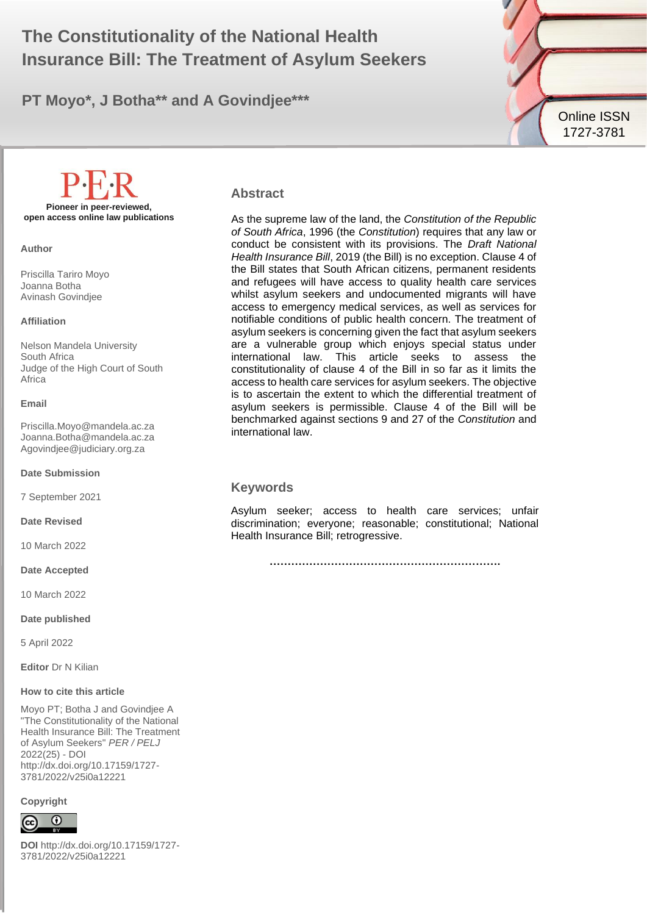# The Constitutionality of the National Health Insurance Bill: The Treatment of Asylum Seekers

**PT Moyo\*, J Botha\*\* and A Govindjee\*\*\***

Online ISSN 1727-3781

**P·E·R**

**Pioneer in peer-reviewed, open access online law publications**

**Author**

Priscilla Tariro Moyo
Joanna Botha
Avinash Govindjee

**Affiliation**

Nelson Mandela University South Africa
Judge of the High Court of South Africa

**Email**

Priscilla.Moyo@mandela.ac.za
Joanna.Botha@mandela.ac.za
Agovindjee@judiciary.org.za

**Date Submission**

7 September 2021

**Date Revised**

10 March 2022

**Date Accepted**

10 March 2022

**Date published**

5 April 2022

**Editor** Dr N Kilian

**How to cite this article**

Moyo PT; Botha J and Govindjee A "The Constitutionality of the National Health Insurance Bill: The Treatment of Asylum Seekers" *PER / PELJ* 2022(25) - DOI http://dx.doi.org/10.17159/1727-3781/2022/v25i0a12221

**Copyright**

**DOI** http://dx.doi.org/10.17159/1727-3781/2022/v25i0a12221

## Abstract

As the supreme law of the land, the *Constitution of the Republic of South Africa*, 1996 (the *Constitution*) requires that any law or conduct be consistent with its provisions. The *Draft National Health Insurance Bill*, 2019 (the Bill) is no exception. Clause 4 of the Bill states that South African citizens, permanent residents and refugees will have access to quality health care services whilst asylum seekers and undocumented migrants will have access to emergency medical services, as well as services for notifiable conditions of public health concern. The treatment of asylum seekers is concerning given the fact that asylum seekers are a vulnerable group which enjoys special status under international law. This article seeks to assess the constitutionality of clause 4 of the Bill in so far as it limits the access to health care services for asylum seekers. The objective is to ascertain the extent to which the differential treatment of asylum seekers is permissible. Clause 4 of the Bill will be benchmarked against sections 9 and 27 of the *Constitution* and international law.

## Keywords

Asylum seeker; access to health care services; unfair discrimination; everyone; reasonable; constitutional; National Health Insurance Bill; retrogressive.

……………………………………………………….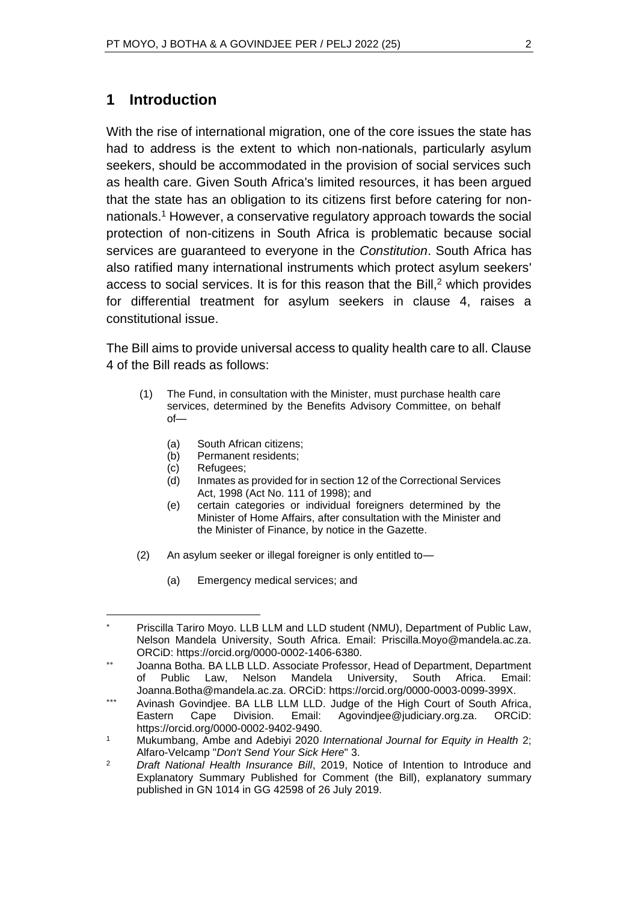## 1 Introduction

With the rise of international migration, one of the core issues the state has had to address is the extent to which non-nationals, particularly asylum seekers, should be accommodated in the provision of social services such as health care. Given South Africa's limited resources, it has been argued that the state has an obligation to its citizens first before catering for non-nationals.[1] However, a conservative regulatory approach towards the social protection of non-citizens in South Africa is problematic because social services are guaranteed to everyone in the *Constitution*. South Africa has also ratified many international instruments which protect asylum seekers' access to social services. It is for this reason that the Bill,[2] which provides for differential treatment for asylum seekers in clause 4, raises a constitutional issue.

The Bill aims to provide universal access to quality health care to all. Clause 4 of the Bill reads as follows:

> (1) The Fund, in consultation with the Minister, must purchase health care services, determined by the Benefits Advisory Committee, on behalf of—
>
> (a) South African citizens;
> (b) Permanent residents;
> (c) Refugees;
> (d) Inmates as provided for in section 12 of the Correctional Services Act, 1998 (Act No. 111 of 1998); and
> (e) certain categories or individual foreigners determined by the Minister of Home Affairs, after consultation with the Minister and the Minister of Finance, by notice in the Gazette.
>
> (2) An asylum seeker or illegal foreigner is only entitled to—
>
> (a) Emergency medical services; and

---

\* Priscilla Tariro Moyo. LLB LLM and LLD student (NMU), Department of Public Law, Nelson Mandela University, South Africa. Email: Priscilla.Moyo@mandela.ac.za. ORCiD: https://orcid.org/0000-0002-1406-6380.

\*\* Joanna Botha. BA LLB LLD. Associate Professor, Head of Department, Department of Public Law, Nelson Mandela University, South Africa. Email: Joanna.Botha@mandela.ac.za. ORCiD: https://orcid.org/0000-0003-0099-399X.

\*\*\* Avinash Govindjee. BA LLB LLM LLD. Judge of the High Court of South Africa, Eastern Cape Division. Email: Agovindjee@judiciary.org.za. ORCiD: https://orcid.org/0000-0002-9402-9490.

[1] Mukumbang, Ambe and Adebiyi 2020 *International Journal for Equity in Health* 2; Alfaro-Velcamp "*Don't Send Your Sick Here*" 3.

[2] *Draft National Health Insurance Bill*, 2019, Notice of Intention to Introduce and Explanatory Summary Published for Comment (the Bill), explanatory summary published in GN 1014 in GG 42598 of 26 July 2019.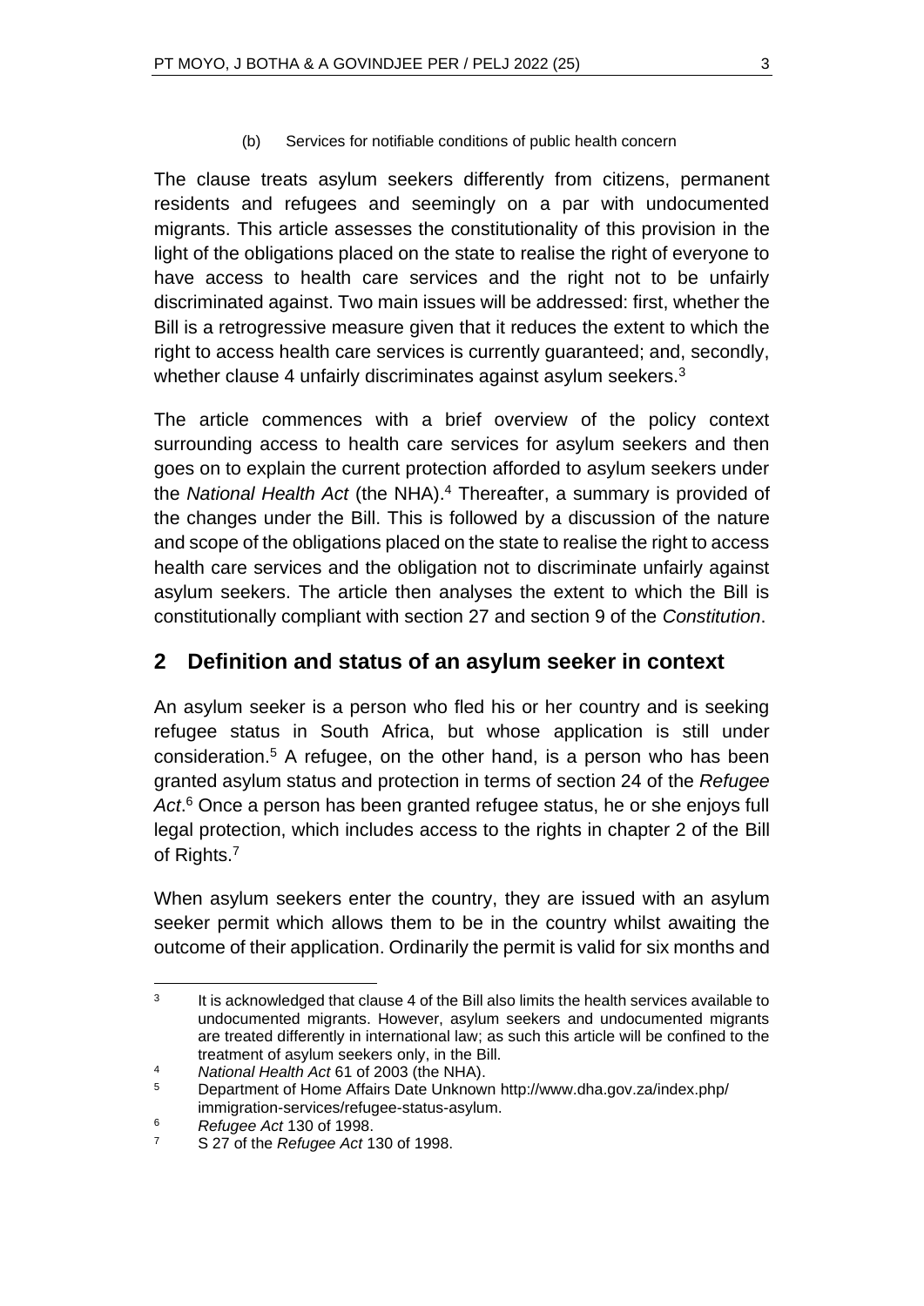(b) Services for notifiable conditions of public health concern

The clause treats asylum seekers differently from citizens, permanent residents and refugees and seemingly on a par with undocumented migrants. This article assesses the constitutionality of this provision in the light of the obligations placed on the state to realise the right of everyone to have access to health care services and the right not to be unfairly discriminated against. Two main issues will be addressed: first, whether the Bill is a retrogressive measure given that it reduces the extent to which the right to access health care services is currently guaranteed; and, secondly, whether clause 4 unfairly discriminates against asylum seekers.[3]

The article commences with a brief overview of the policy context surrounding access to health care services for asylum seekers and then goes on to explain the current protection afforded to asylum seekers under the *National Health Act* (the NHA).[4] Thereafter, a summary is provided of the changes under the Bill. This is followed by a discussion of the nature and scope of the obligations placed on the state to realise the right to access health care services and the obligation not to discriminate unfairly against asylum seekers. The article then analyses the extent to which the Bill is constitutionally compliant with section 27 and section 9 of the *Constitution*.

## 2 Definition and status of an asylum seeker in context

An asylum seeker is a person who fled his or her country and is seeking refugee status in South Africa, but whose application is still under consideration.[5] A refugee, on the other hand, is a person who has been granted asylum status and protection in terms of section 24 of the *Refugee Act*.[6] Once a person has been granted refugee status, he or she enjoys full legal protection, which includes access to the rights in chapter 2 of the Bill of Rights.[7]

When asylum seekers enter the country, they are issued with an asylum seeker permit which allows them to be in the country whilst awaiting the outcome of their application. Ordinarily the permit is valid for six months and

---

[3] It is acknowledged that clause 4 of the Bill also limits the health services available to undocumented migrants. However, asylum seekers and undocumented migrants are treated differently in international law; as such this article will be confined to the treatment of asylum seekers only, in the Bill.

[4] *National Health Act* 61 of 2003 (the NHA).

[5] Department of Home Affairs Date Unknown http://www.dha.gov.za/index.php/immigration-services/refugee-status-asylum.

[6] *Refugee Act* 130 of 1998.

[7] S 27 of the *Refugee Act* 130 of 1998.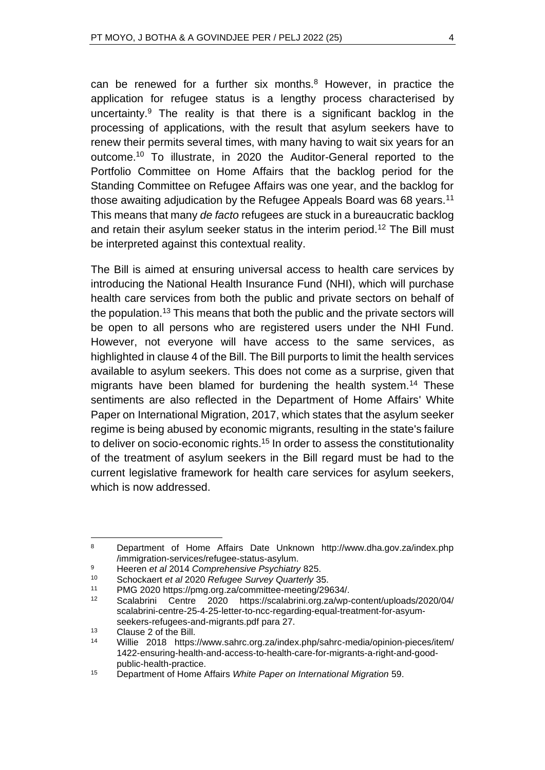can be renewed for a further six months.[8] However, in practice the application for refugee status is a lengthy process characterised by uncertainty.[9] The reality is that there is a significant backlog in the processing of applications, with the result that asylum seekers have to renew their permits several times, with many having to wait six years for an outcome.[10] To illustrate, in 2020 the Auditor-General reported to the Portfolio Committee on Home Affairs that the backlog period for the Standing Committee on Refugee Affairs was one year, and the backlog for those awaiting adjudication by the Refugee Appeals Board was 68 years.[11] This means that many *de facto* refugees are stuck in a bureaucratic backlog and retain their asylum seeker status in the interim period.[12] The Bill must be interpreted against this contextual reality.

The Bill is aimed at ensuring universal access to health care services by introducing the National Health Insurance Fund (NHI), which will purchase health care services from both the public and private sectors on behalf of the population.[13] This means that both the public and the private sectors will be open to all persons who are registered users under the NHI Fund. However, not everyone will have access to the same services, as highlighted in clause 4 of the Bill. The Bill purports to limit the health services available to asylum seekers. This does not come as a surprise, given that migrants have been blamed for burdening the health system.[14] These sentiments are also reflected in the Department of Home Affairs' White Paper on International Migration, 2017, which states that the asylum seeker regime is being abused by economic migrants, resulting in the state's failure to deliver on socio-economic rights.[15] In order to assess the constitutionality of the treatment of asylum seekers in the Bill regard must be had to the current legislative framework for health care services for asylum seekers, which is now addressed.

---

[8] Department of Home Affairs Date Unknown http://www.dha.gov.za/index.php/immigration-services/refugee-status-asylum.

[9] Heeren *et al* 2014 *Comprehensive Psychiatry* 825.

[10] Schockaert *et al* 2020 *Refugee Survey Quarterly* 35.

[11] PMG 2020 https://pmg.org.za/committee-meeting/29634/.

[12] Scalabrini Centre 2020 https://scalabrini.org.za/wp-content/uploads/2020/04/scalabrini-centre-25-4-25-letter-to-ncc-regarding-equal-treatment-for-asyum-seekers-refugees-and-migrants.pdf para 27.

[13] Clause 2 of the Bill.

[14] Willie 2018 https://www.sahrc.org.za/index.php/sahrc-media/opinion-pieces/item/1422-ensuring-health-and-access-to-health-care-for-migrants-a-right-and-good-public-health-practice.

[15] Department of Home Affairs *White Paper on International Migration* 59.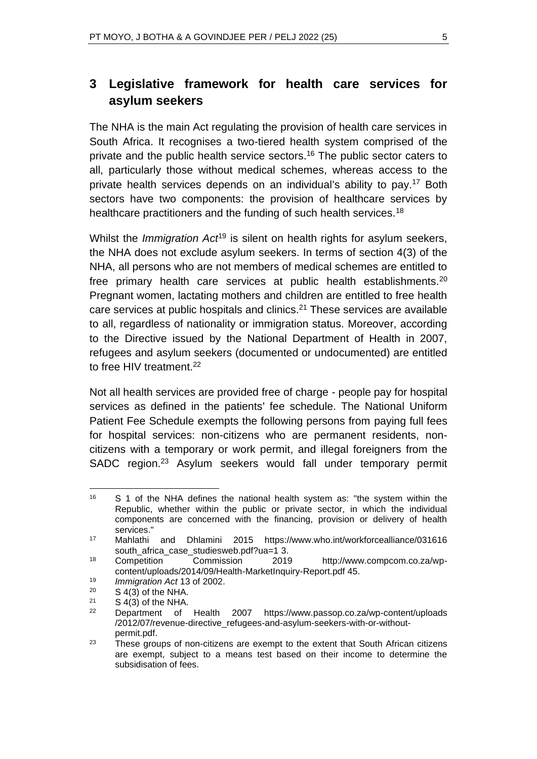## 3 Legislative framework for health care services for asylum seekers

The NHA is the main Act regulating the provision of health care services in South Africa. It recognises a two-tiered health system comprised of the private and the public health service sectors.[16] The public sector caters to all, particularly those without medical schemes, whereas access to the private health services depends on an individual's ability to pay.[17] Both sectors have two components: the provision of healthcare services by healthcare practitioners and the funding of such health services.[18]

Whilst the *Immigration Act*[19] is silent on health rights for asylum seekers, the NHA does not exclude asylum seekers. In terms of section 4(3) of the NHA, all persons who are not members of medical schemes are entitled to free primary health care services at public health establishments.[20] Pregnant women, lactating mothers and children are entitled to free health care services at public hospitals and clinics.[21] These services are available to all, regardless of nationality or immigration status. Moreover, according to the Directive issued by the National Department of Health in 2007, refugees and asylum seekers (documented or undocumented) are entitled to free HIV treatment.[22]

Not all health services are provided free of charge - people pay for hospital services as defined in the patients' fee schedule. The National Uniform Patient Fee Schedule exempts the following persons from paying full fees for hospital services: non-citizens who are permanent residents, non-citizens with a temporary or work permit, and illegal foreigners from the SADC region.[23] Asylum seekers would fall under temporary permit

---

[16] S 1 of the NHA defines the national health system as: "the system within the Republic, whether within the public or private sector, in which the individual components are concerned with the financing, provision or delivery of health services."

[17] Mahlathi and Dhlamini 2015 https://www.who.int/workforcealliance/031616 south_africa_case_studiesweb.pdf?ua=1 3.

[18] Competition Commission 2019 http://www.compcom.co.za/wp-content/uploads/2014/09/Health-MarketInquiry-Report.pdf 45.

[19] *Immigration Act* 13 of 2002.

[20] S 4(3) of the NHA.

[21] S 4(3) of the NHA.

[22] Department of Health 2007 https://www.passop.co.za/wp-content/uploads /2012/07/revenue-directive_refugees-and-asylum-seekers-with-or-without-permit.pdf.

[23] These groups of non-citizens are exempt to the extent that South African citizens are exempt, subject to a means test based on their income to determine the subsidisation of fees.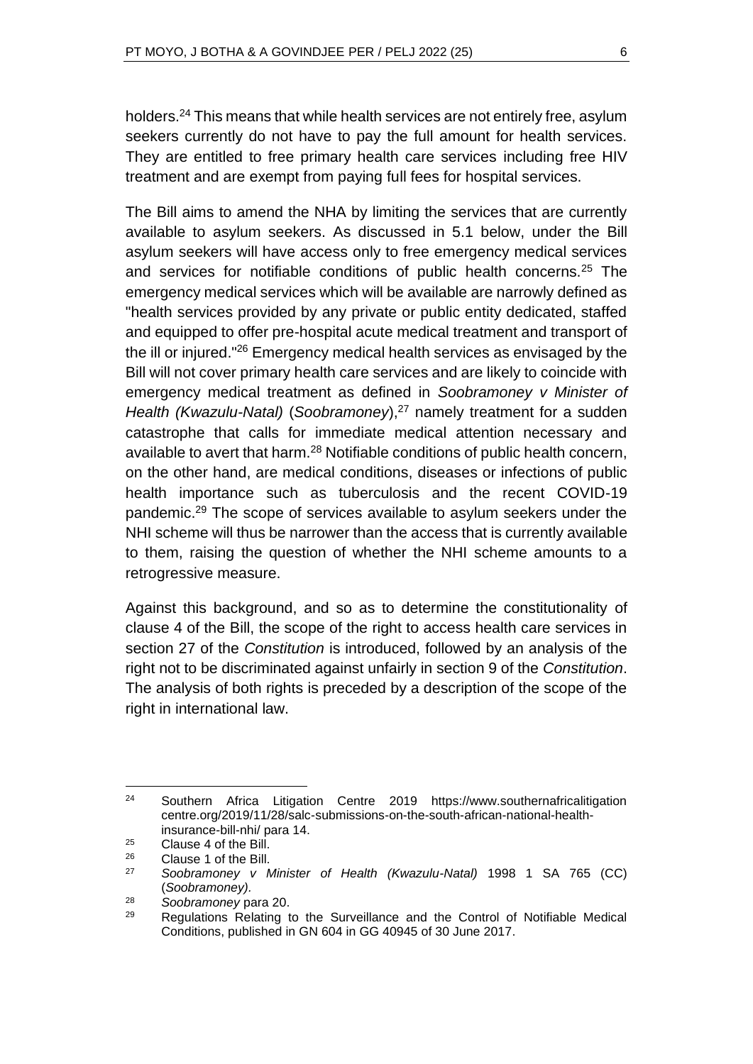holders.[24] This means that while health services are not entirely free, asylum seekers currently do not have to pay the full amount for health services. They are entitled to free primary health care services including free HIV treatment and are exempt from paying full fees for hospital services.

The Bill aims to amend the NHA by limiting the services that are currently available to asylum seekers. As discussed in 5.1 below, under the Bill asylum seekers will have access only to free emergency medical services and services for notifiable conditions of public health concerns.[25] The emergency medical services which will be available are narrowly defined as "health services provided by any private or public entity dedicated, staffed and equipped to offer pre-hospital acute medical treatment and transport of the ill or injured."[26] Emergency medical health services as envisaged by the Bill will not cover primary health care services and are likely to coincide with emergency medical treatment as defined in *Soobramoney v Minister of Health (Kwazulu-Natal)* (*Soobramoney*),[27] namely treatment for a sudden catastrophe that calls for immediate medical attention necessary and available to avert that harm.[28] Notifiable conditions of public health concern, on the other hand, are medical conditions, diseases or infections of public health importance such as tuberculosis and the recent COVID-19 pandemic.[29] The scope of services available to asylum seekers under the NHI scheme will thus be narrower than the access that is currently available to them, raising the question of whether the NHI scheme amounts to a retrogressive measure.

Against this background, and so as to determine the constitutionality of clause 4 of the Bill, the scope of the right to access health care services in section 27 of the *Constitution* is introduced, followed by an analysis of the right not to be discriminated against unfairly in section 9 of the *Constitution*. The analysis of both rights is preceded by a description of the scope of the right in international law.

---

[24] Southern Africa Litigation Centre 2019 https://www.southernafricalitigationcentre.org/2019/11/28/salc-submissions-on-the-south-african-national-health-insurance-bill-nhi/ para 14.

[25] Clause 4 of the Bill.

[26] Clause 1 of the Bill.

[27] *Soobramoney v Minister of Health (Kwazulu-Natal)* 1998 1 SA 765 (CC) (*Soobramoney).*

[28] *Soobramoney* para 20.

[29] Regulations Relating to the Surveillance and the Control of Notifiable Medical Conditions, published in GN 604 in GG 40945 of 30 June 2017.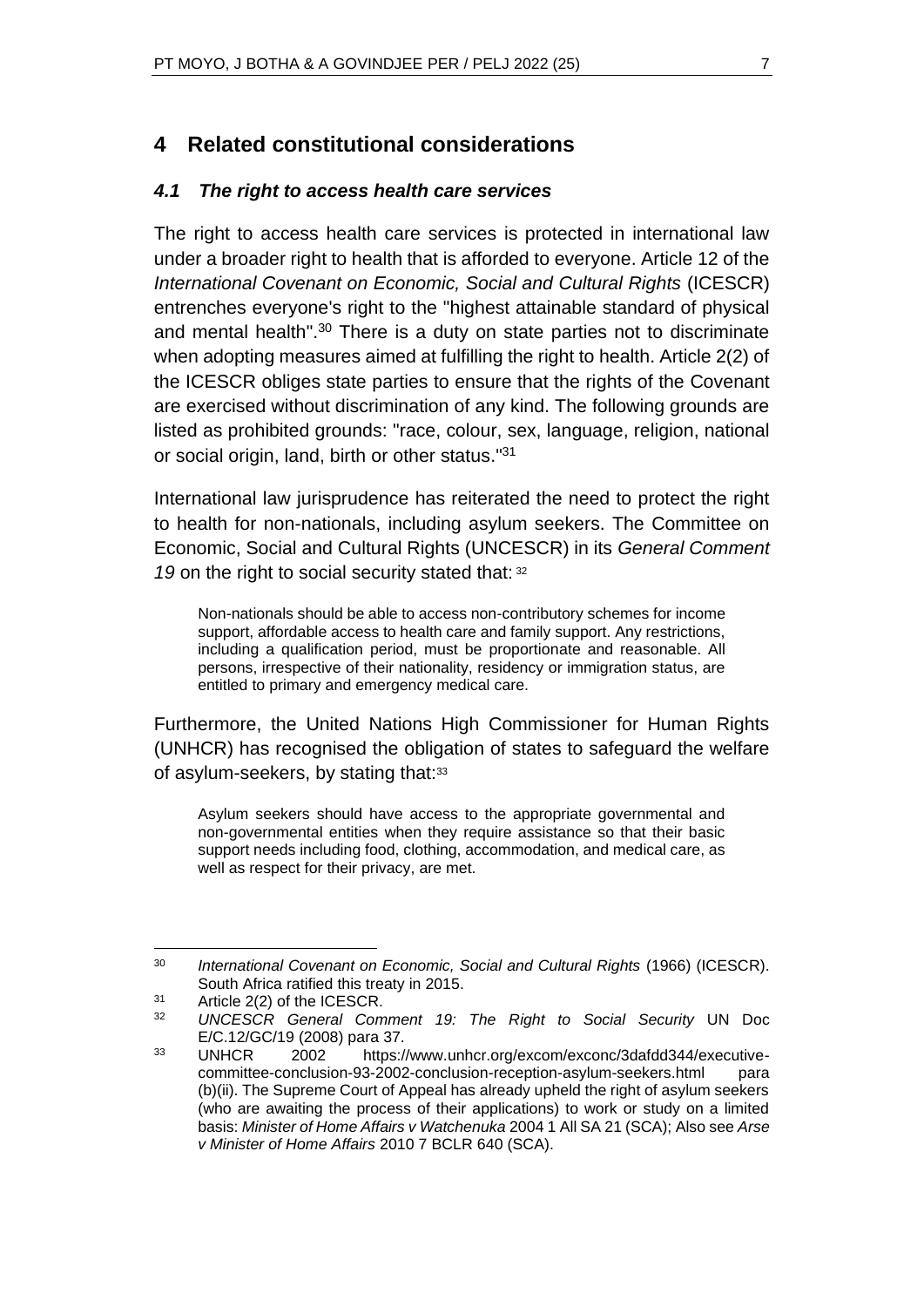## 4 Related constitutional considerations

### *4.1 The right to access health care services*

The right to access health care services is protected in international law under a broader right to health that is afforded to everyone. Article 12 of the *International Covenant on Economic, Social and Cultural Rights* (ICESCR) entrenches everyone's right to the "highest attainable standard of physical and mental health".[30] There is a duty on state parties not to discriminate when adopting measures aimed at fulfilling the right to health. Article 2(2) of the ICESCR obliges state parties to ensure that the rights of the Covenant are exercised without discrimination of any kind. The following grounds are listed as prohibited grounds: "race, colour, sex, language, religion, national or social origin, land, birth or other status."[31]

International law jurisprudence has reiterated the need to protect the right to health for non-nationals, including asylum seekers. The Committee on Economic, Social and Cultural Rights (UNCESCR) in its *General Comment 19* on the right to social security stated that: [32]

> Non-nationals should be able to access non-contributory schemes for income support, affordable access to health care and family support. Any restrictions, including a qualification period, must be proportionate and reasonable. All persons, irrespective of their nationality, residency or immigration status, are entitled to primary and emergency medical care.

Furthermore, the United Nations High Commissioner for Human Rights (UNHCR) has recognised the obligation of states to safeguard the welfare of asylum-seekers, by stating that:[33]

> Asylum seekers should have access to the appropriate governmental and non-governmental entities when they require assistance so that their basic support needs including food, clothing, accommodation, and medical care, as well as respect for their privacy, are met.

---

[30] *International Covenant on Economic, Social and Cultural Rights* (1966) (ICESCR). South Africa ratified this treaty in 2015.

[31] Article 2(2) of the ICESCR.

[32] *UNCESCR General Comment 19: The Right to Social Security* UN Doc E/C.12/GC/19 (2008) para 37.

[33] UNHCR 2002 https://www.unhcr.org/excom/exconc/3dafdd344/executive-committee-conclusion-93-2002-conclusion-reception-asylum-seekers.html para (b)(ii). The Supreme Court of Appeal has already upheld the right of asylum seekers (who are awaiting the process of their applications) to work or study on a limited basis: *Minister of Home Affairs v Watchenuka* 2004 1 All SA 21 (SCA); Also see *Arse v Minister of Home Affairs* 2010 7 BCLR 640 (SCA).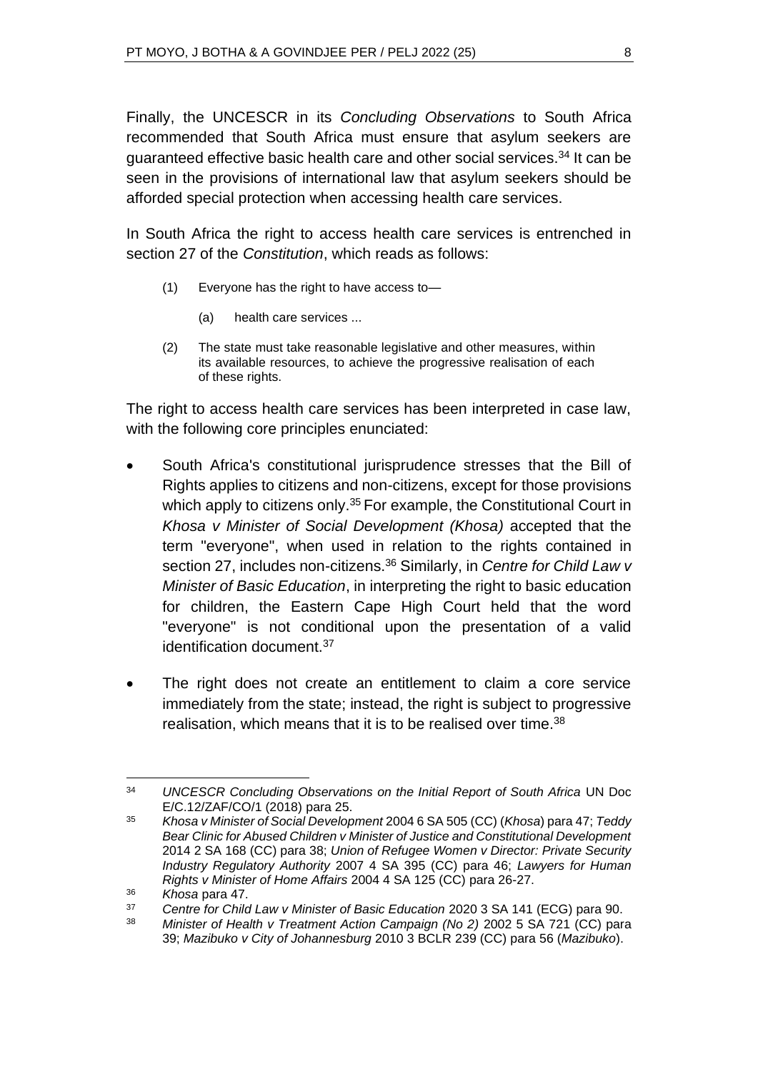Finally, the UNCESCR in its *Concluding Observations* to South Africa recommended that South Africa must ensure that asylum seekers are guaranteed effective basic health care and other social services.[34] It can be seen in the provisions of international law that asylum seekers should be afforded special protection when accessing health care services.

In South Africa the right to access health care services is entrenched in section 27 of the *Constitution*, which reads as follows:

> (1) Everyone has the right to have access to—
>
> (a) health care services ...
>
> (2) The state must take reasonable legislative and other measures, within its available resources, to achieve the progressive realisation of each of these rights.

The right to access health care services has been interpreted in case law, with the following core principles enunciated:

- South Africa's constitutional jurisprudence stresses that the Bill of Rights applies to citizens and non-citizens, except for those provisions which apply to citizens only.[35] For example, the Constitutional Court in *Khosa v Minister of Social Development (Khosa)* accepted that the term "everyone", when used in relation to the rights contained in section 27, includes non-citizens.[36] Similarly, in *Centre for Child Law v Minister of Basic Education*, in interpreting the right to basic education for children, the Eastern Cape High Court held that the word "everyone" is not conditional upon the presentation of a valid identification document.[37]
- The right does not create an entitlement to claim a core service immediately from the state; instead, the right is subject to progressive realisation, which means that it is to be realised over time.[38]

---

[34] *UNCESCR Concluding Observations on the Initial Report of South Africa* UN Doc E/C.12/ZAF/CO/1 (2018) para 25.

[35] *Khosa v Minister of Social Development* 2004 6 SA 505 (CC) (*Khosa*) para 47; *Teddy Bear Clinic for Abused Children v Minister of Justice and Constitutional Development* 2014 2 SA 168 (CC) para 38; *Union of Refugee Women v Director: Private Security Industry Regulatory Authority* 2007 4 SA 395 (CC) para 46; *Lawyers for Human Rights v Minister of Home Affairs* 2004 4 SA 125 (CC) para 26-27.

[36] *Khosa* para 47.

[37] *Centre for Child Law v Minister of Basic Education* 2020 3 SA 141 (ECG) para 90.

[38] *Minister of Health v Treatment Action Campaign (No 2)* 2002 5 SA 721 (CC) para 39; *Mazibuko v City of Johannesburg* 2010 3 BCLR 239 (CC) para 56 (*Mazibuko*).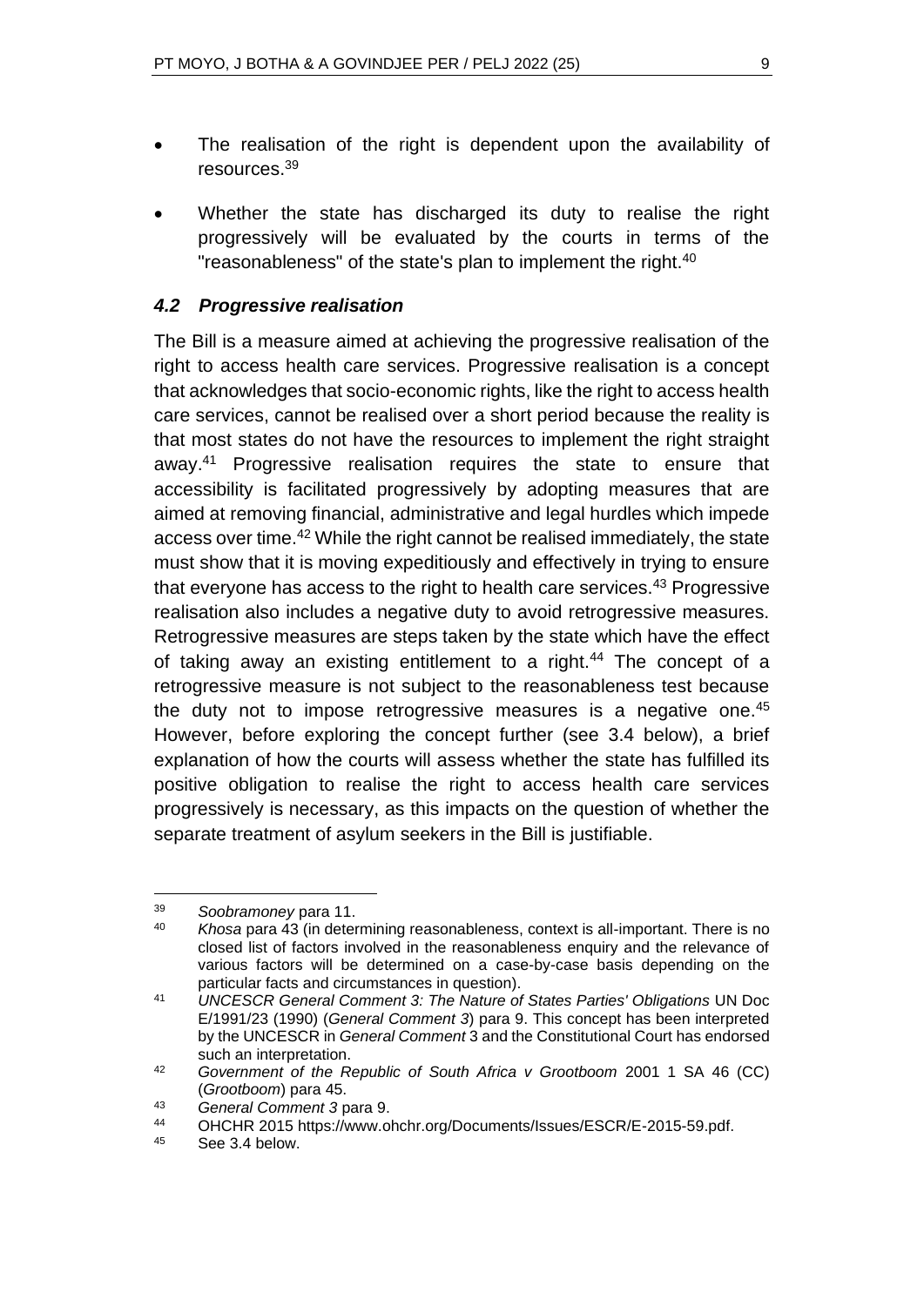- The realisation of the right is dependent upon the availability of resources.[39]
- Whether the state has discharged its duty to realise the right progressively will be evaluated by the courts in terms of the "reasonableness" of the state's plan to implement the right.[40]

### *4.2 Progressive realisation*

The Bill is a measure aimed at achieving the progressive realisation of the right to access health care services. Progressive realisation is a concept that acknowledges that socio-economic rights, like the right to access health care services, cannot be realised over a short period because the reality is that most states do not have the resources to implement the right straight away.[41] Progressive realisation requires the state to ensure that accessibility is facilitated progressively by adopting measures that are aimed at removing financial, administrative and legal hurdles which impede access over time.[42] While the right cannot be realised immediately, the state must show that it is moving expeditiously and effectively in trying to ensure that everyone has access to the right to health care services.[43] Progressive realisation also includes a negative duty to avoid retrogressive measures. Retrogressive measures are steps taken by the state which have the effect of taking away an existing entitlement to a right.[44] The concept of a retrogressive measure is not subject to the reasonableness test because the duty not to impose retrogressive measures is a negative one.[45] However, before exploring the concept further (see 3.4 below), a brief explanation of how the courts will assess whether the state has fulfilled its positive obligation to realise the right to access health care services progressively is necessary, as this impacts on the question of whether the separate treatment of asylum seekers in the Bill is justifiable.

---

39 *Soobramoney* para 11.

40 *Khosa* para 43 (in determining reasonableness, context is all-important. There is no closed list of factors involved in the reasonableness enquiry and the relevance of various factors will be determined on a case-by-case basis depending on the particular facts and circumstances in question).

41 *UNCESCR General Comment 3: The Nature of States Parties' Obligations* UN Doc E/1991/23 (1990) (*General Comment 3*) para 9. This concept has been interpreted by the UNCESCR in *General Comment* 3 and the Constitutional Court has endorsed such an interpretation.

42 *Government of the Republic of South Africa v Grootboom* 2001 1 SA 46 (CC) (*Grootboom*) para 45.

43 *General Comment 3* para 9.

44 OHCHR 2015 https://www.ohchr.org/Documents/Issues/ESCR/E-2015-59.pdf.

45 See 3.4 below.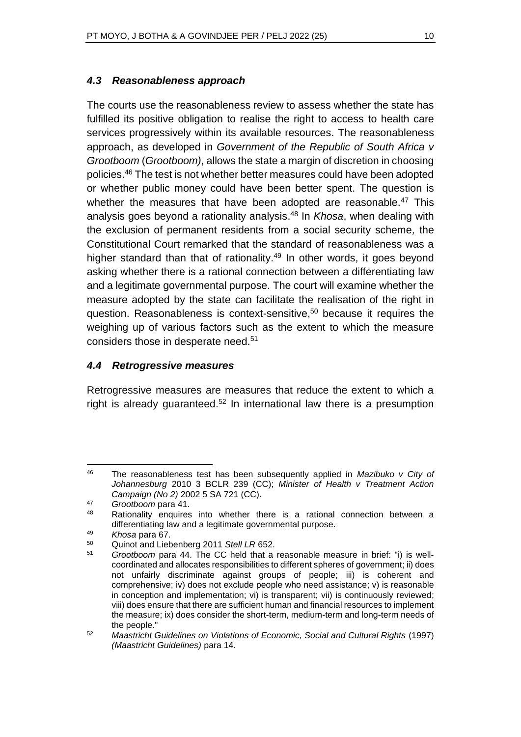### *4.3 Reasonableness approach*

The courts use the reasonableness review to assess whether the state has fulfilled its positive obligation to realise the right to access to health care services progressively within its available resources. The reasonableness approach, as developed in *Government of the Republic of South Africa v Grootboom* (*Grootboom)*, allows the state a margin of discretion in choosing policies.[46] The test is not whether better measures could have been adopted or whether public money could have been better spent. The question is whether the measures that have been adopted are reasonable.[47] This analysis goes beyond a rationality analysis.[48] In *Khosa*, when dealing with the exclusion of permanent residents from a social security scheme*,* the Constitutional Court remarked that the standard of reasonableness was a higher standard than that of rationality.[49] In other words, it goes beyond asking whether there is a rational connection between a differentiating law and a legitimate governmental purpose. The court will examine whether the measure adopted by the state can facilitate the realisation of the right in question. Reasonableness is context-sensitive,[50] because it requires the weighing up of various factors such as the extent to which the measure considers those in desperate need.[51]

### *4.4 Retrogressive measures*

Retrogressive measures are measures that reduce the extent to which a right is already guaranteed.[52] In international law there is a presumption

---

[46] The reasonableness test has been subsequently applied in *Mazibuko v City of Johannesburg* 2010 3 BCLR 239 (CC); *Minister of Health v Treatment Action Campaign (No 2)* 2002 5 SA 721 (CC).

[47] *Grootboom* para 41.

[48] Rationality enquires into whether there is a rational connection between a differentiating law and a legitimate governmental purpose.

[49] *Khosa* para 67.

[50] Quinot and Liebenberg 2011 *Stell LR* 652.

[51] *Grootboom* para 44. The CC held that a reasonable measure in brief: "i) is well-coordinated and allocates responsibilities to different spheres of government; ii) does not unfairly discriminate against groups of people; iii) is coherent and comprehensive; iv) does not exclude people who need assistance; v) is reasonable in conception and implementation; vi) is transparent; vii) is continuously reviewed; viii) does ensure that there are sufficient human and financial resources to implement the measure; ix) does consider the short-term, medium-term and long-term needs of the people."

[52] *Maastricht Guidelines on Violations of Economic, Social and Cultural Rights* (1997) *(Maastricht Guidelines)* para 14.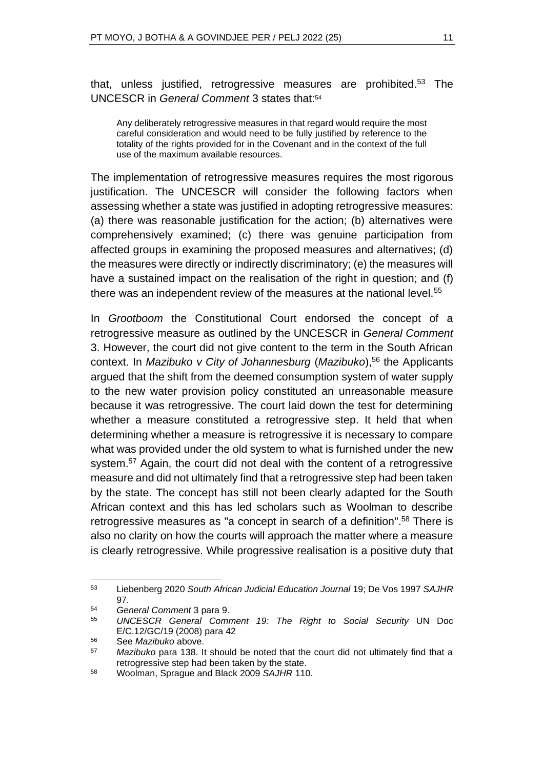that, unless justified, retrogressive measures are prohibited.[53] The UNCESCR in *General Comment* 3 states that:[54]

> Any deliberately retrogressive measures in that regard would require the most careful consideration and would need to be fully justified by reference to the totality of the rights provided for in the Covenant and in the context of the full use of the maximum available resources.

The implementation of retrogressive measures requires the most rigorous justification. The UNCESCR will consider the following factors when assessing whether a state was justified in adopting retrogressive measures: (a) there was reasonable justification for the action; (b) alternatives were comprehensively examined; (c) there was genuine participation from affected groups in examining the proposed measures and alternatives; (d) the measures were directly or indirectly discriminatory; (e) the measures will have a sustained impact on the realisation of the right in question; and (f) there was an independent review of the measures at the national level.[55]

In *Grootboom* the Constitutional Court endorsed the concept of a retrogressive measure as outlined by the UNCESCR in *General Comment* 3. However, the court did not give content to the term in the South African context. In *Mazibuko v City of Johannesburg* (*Mazibuko*),[56] the Applicants argued that the shift from the deemed consumption system of water supply to the new water provision policy constituted an unreasonable measure because it was retrogressive. The court laid down the test for determining whether a measure constituted a retrogressive step. It held that when determining whether a measure is retrogressive it is necessary to compare what was provided under the old system to what is furnished under the new system.[57] Again, the court did not deal with the content of a retrogressive measure and did not ultimately find that a retrogressive step had been taken by the state. The concept has still not been clearly adapted for the South African context and this has led scholars such as Woolman to describe retrogressive measures as "a concept in search of a definition".[58] There is also no clarity on how the courts will approach the matter where a measure is clearly retrogressive. While progressive realisation is a positive duty that

---

53 Liebenberg 2020 *South African Judicial Education Journal* 19; De Vos 1997 *SAJHR* 97.

54 *General Comment* 3 para 9.

55 *UNCESCR General Comment 19: The Right to Social Security* UN Doc E/C.12/GC/19 (2008) para 42

56 See *Mazibuko* above.

57 *Mazibuko* para 138. It should be noted that the court did not ultimately find that a retrogressive step had been taken by the state.

58 Woolman, Sprague and Black 2009 *SAJHR* 110.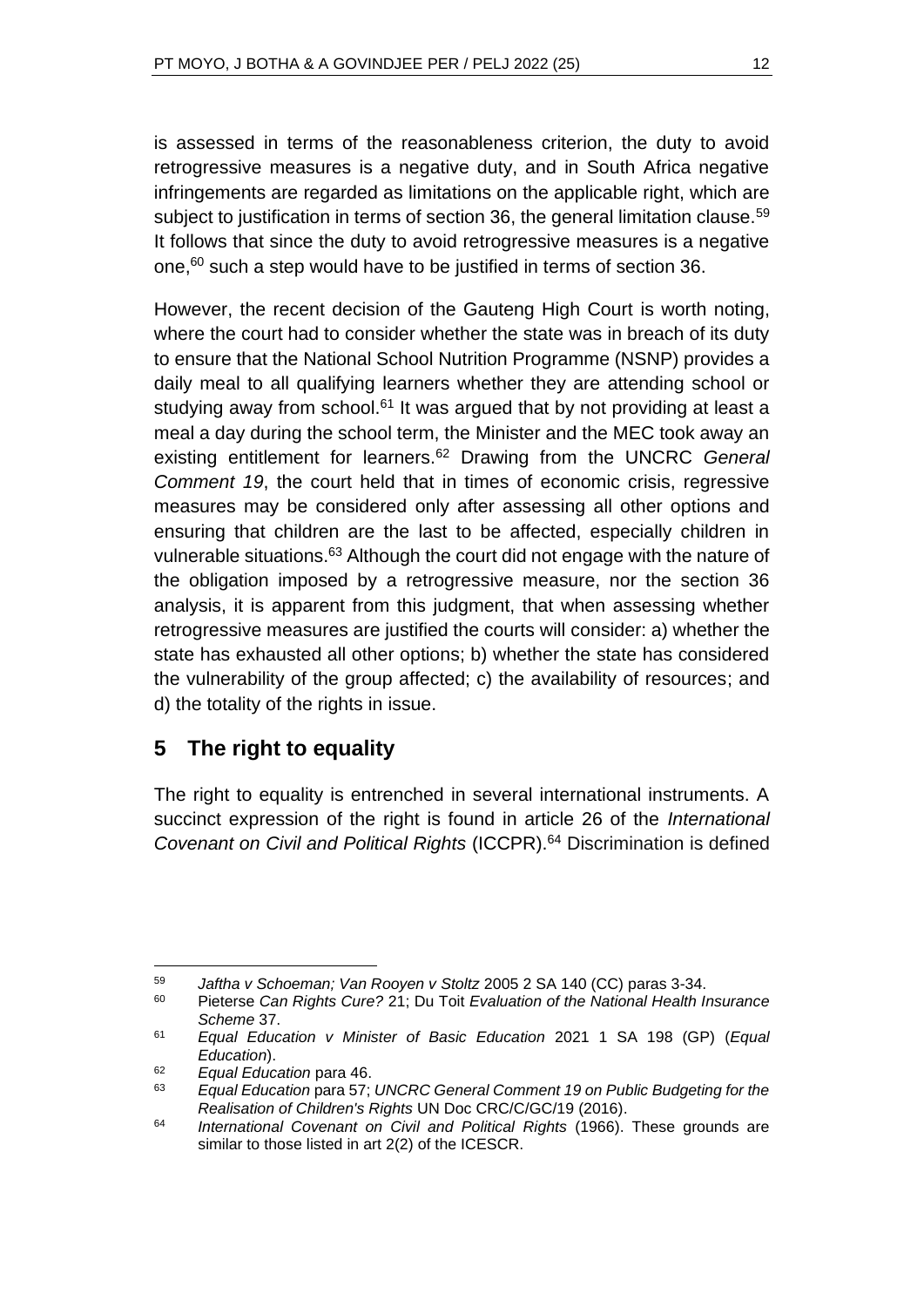is assessed in terms of the reasonableness criterion, the duty to avoid retrogressive measures is a negative duty, and in South Africa negative infringements are regarded as limitations on the applicable right, which are subject to justification in terms of section 36, the general limitation clause.[59] It follows that since the duty to avoid retrogressive measures is a negative one,[60] such a step would have to be justified in terms of section 36.

However, the recent decision of the Gauteng High Court is worth noting, where the court had to consider whether the state was in breach of its duty to ensure that the National School Nutrition Programme (NSNP) provides a daily meal to all qualifying learners whether they are attending school or studying away from school.[61] It was argued that by not providing at least a meal a day during the school term, the Minister and the MEC took away an existing entitlement for learners.[62] Drawing from the UNCRC *General Comment 19*, the court held that in times of economic crisis, regressive measures may be considered only after assessing all other options and ensuring that children are the last to be affected, especially children in vulnerable situations.[63] Although the court did not engage with the nature of the obligation imposed by a retrogressive measure, nor the section 36 analysis, it is apparent from this judgment, that when assessing whether retrogressive measures are justified the courts will consider: a) whether the state has exhausted all other options; b) whether the state has considered the vulnerability of the group affected; c) the availability of resources; and d) the totality of the rights in issue.

## 5 The right to equality

The right to equality is entrenched in several international instruments. A succinct expression of the right is found in article 26 of the *International Covenant on Civil and Political Rights* (ICCPR).[64] Discrimination is defined

---

[59] *Jaftha v Schoeman; Van Rooyen v Stoltz* 2005 2 SA 140 (CC) paras 3-34.

[60] Pieterse *Can Rights Cure?* 21; Du Toit *Evaluation of the National Health Insurance Scheme* 37.

[61] *Equal Education v Minister of Basic Education* 2021 1 SA 198 (GP) (*Equal Education*).

[62] *Equal Education* para 46.

[63] *Equal Education* para 57; *UNCRC General Comment 19 on Public Budgeting for the Realisation of Children's Rights* UN Doc CRC/C/GC/19 (2016).

[64] *International Covenant on Civil and Political Rights* (1966). These grounds are similar to those listed in art 2(2) of the ICESCR.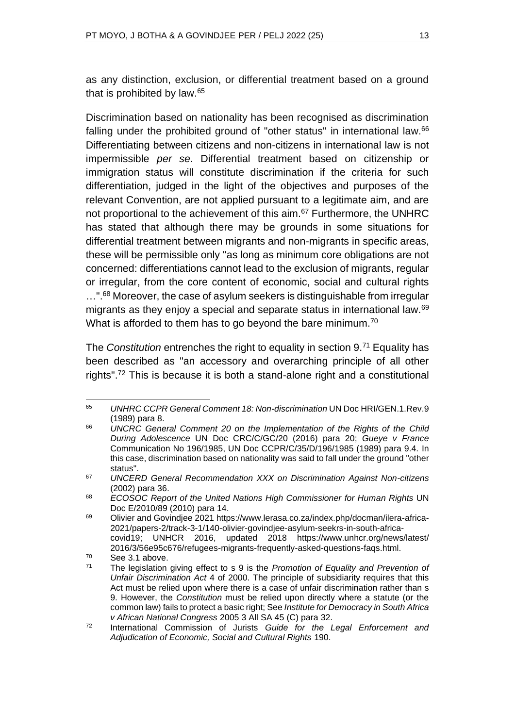as any distinction, exclusion, or differential treatment based on a ground that is prohibited by law.[65]

Discrimination based on nationality has been recognised as discrimination falling under the prohibited ground of "other status" in international law.[66] Differentiating between citizens and non-citizens in international law is not impermissible *per se*. Differential treatment based on citizenship or immigration status will constitute discrimination if the criteria for such differentiation, judged in the light of the objectives and purposes of the relevant Convention, are not applied pursuant to a legitimate aim, and are not proportional to the achievement of this aim.[67] Furthermore, the UNHRC has stated that although there may be grounds in some situations for differential treatment between migrants and non-migrants in specific areas, these will be permissible only "as long as minimum core obligations are not concerned: differentiations cannot lead to the exclusion of migrants, regular or irregular, from the core content of economic, social and cultural rights …".[68] Moreover, the case of asylum seekers is distinguishable from irregular migrants as they enjoy a special and separate status in international law.[69] What is afforded to them has to go beyond the bare minimum.[70]

The *Constitution* entrenches the right to equality in section 9.[71] Equality has been described as "an accessory and overarching principle of all other rights".[72] This is because it is both a stand-alone right and a constitutional

---

65 *UNHRC CCPR General Comment 18: Non-discrimination* UN Doc HRI/GEN.1.Rev.9 (1989) para 8.

66 *UNCRC General Comment 20 on the Implementation of the Rights of the Child During Adolescence* UN Doc CRC/C/GC/20 (2016) para 20; *Gueye v France* Communication No 196/1985, UN Doc CCPR/C/35/D/196/1985 (1989) para 9.4. In this case, discrimination based on nationality was said to fall under the ground "other status".

67 *UNCERD General Recommendation XXX on Discrimination Against Non-citizens* (2002) para 36.

68 *ECOSOC Report of the United Nations High Commissioner for Human Rights* UN Doc E/2010/89 (2010) para 14.

69 Olivier and Govindjee 2021 https://www.lerasa.co.za/index.php/docman/ilera-africa-2021/papers-2/track-3-1/140-olivier-govindjee-asylum-seekrs-in-south-africa-covid19; UNHCR 2016, updated 2018 https://www.unhcr.org/news/latest/2016/3/56e95c676/refugees-migrants-frequently-asked-questions-faqs.html.

70 See 3.1 above.

71 The legislation giving effect to s 9 is the *Promotion of Equality and Prevention of Unfair Discrimination Act* 4 of 2000. The principle of subsidiarity requires that this Act must be relied upon where there is a case of unfair discrimination rather than s 9. However, the *Constitution* must be relied upon directly where a statute (or the common law) fails to protect a basic right; See *Institute for Democracy in South Africa v African National Congress* 2005 3 All SA 45 (C) para 32.

72 International Commission of Jurists *Guide for the Legal Enforcement and Adjudication of Economic, Social and Cultural Rights* 190.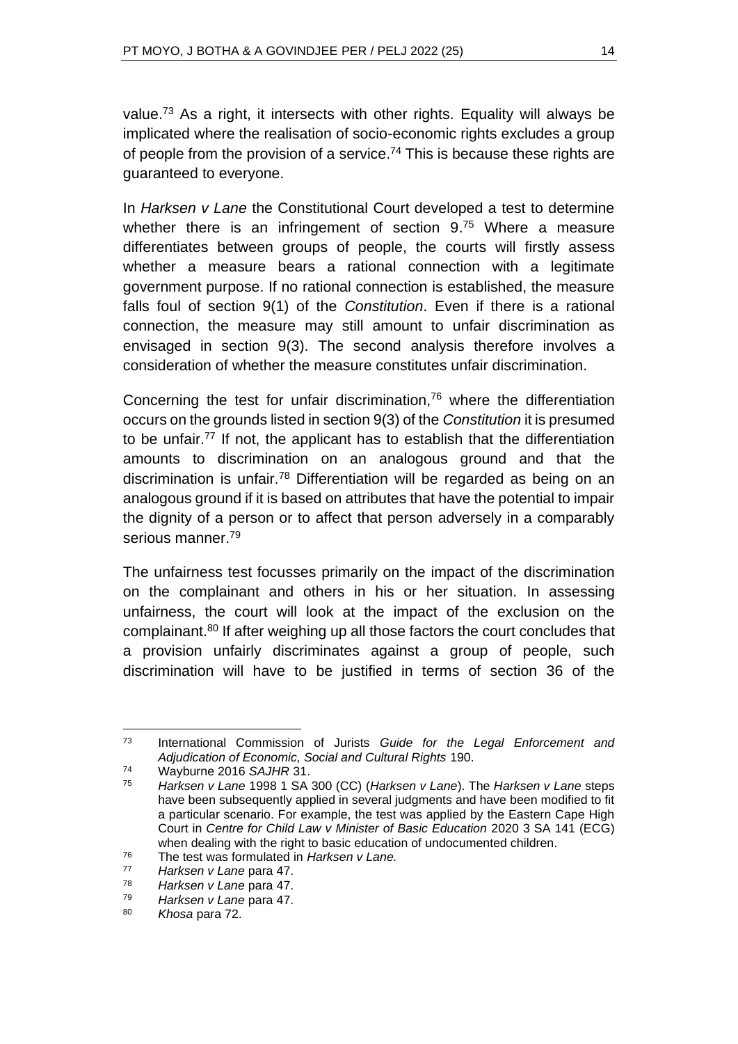value.[73] As a right, it intersects with other rights. Equality will always be implicated where the realisation of socio-economic rights excludes a group of people from the provision of a service.[74] This is because these rights are guaranteed to everyone.

In *Harksen v Lane* the Constitutional Court developed a test to determine whether there is an infringement of section 9.[75] Where a measure differentiates between groups of people, the courts will firstly assess whether a measure bears a rational connection with a legitimate government purpose. If no rational connection is established, the measure falls foul of section 9(1) of the *Constitution*. Even if there is a rational connection, the measure may still amount to unfair discrimination as envisaged in section 9(3). The second analysis therefore involves a consideration of whether the measure constitutes unfair discrimination.

Concerning the test for unfair discrimination,[76] where the differentiation occurs on the grounds listed in section 9(3) of the *Constitution* it is presumed to be unfair.[77] If not, the applicant has to establish that the differentiation amounts to discrimination on an analogous ground and that the discrimination is unfair.[78] Differentiation will be regarded as being on an analogous ground if it is based on attributes that have the potential to impair the dignity of a person or to affect that person adversely in a comparably serious manner.[79]

The unfairness test focusses primarily on the impact of the discrimination on the complainant and others in his or her situation. In assessing unfairness, the court will look at the impact of the exclusion on the complainant.[80] If after weighing up all those factors the court concludes that a provision unfairly discriminates against a group of people, such discrimination will have to be justified in terms of section 36 of the

---

[73] International Commission of Jurists *Guide for the Legal Enforcement and Adjudication of Economic, Social and Cultural Rights* 190.

[74] Wayburne 2016 *SAJHR* 31.

[75] *Harksen v Lane* 1998 1 SA 300 (CC) (*Harksen v Lane*). The *Harksen v Lane* steps have been subsequently applied in several judgments and have been modified to fit a particular scenario. For example, the test was applied by the Eastern Cape High Court in *Centre for Child Law v Minister of Basic Education* 2020 3 SA 141 (ECG) when dealing with the right to basic education of undocumented children.

[76] The test was formulated in *Harksen v Lane.*

[77] *Harksen v Lane* para 47.

[78] *Harksen v Lane* para 47.

[79] *Harksen v Lane* para 47.

[80] *Khosa* para 72.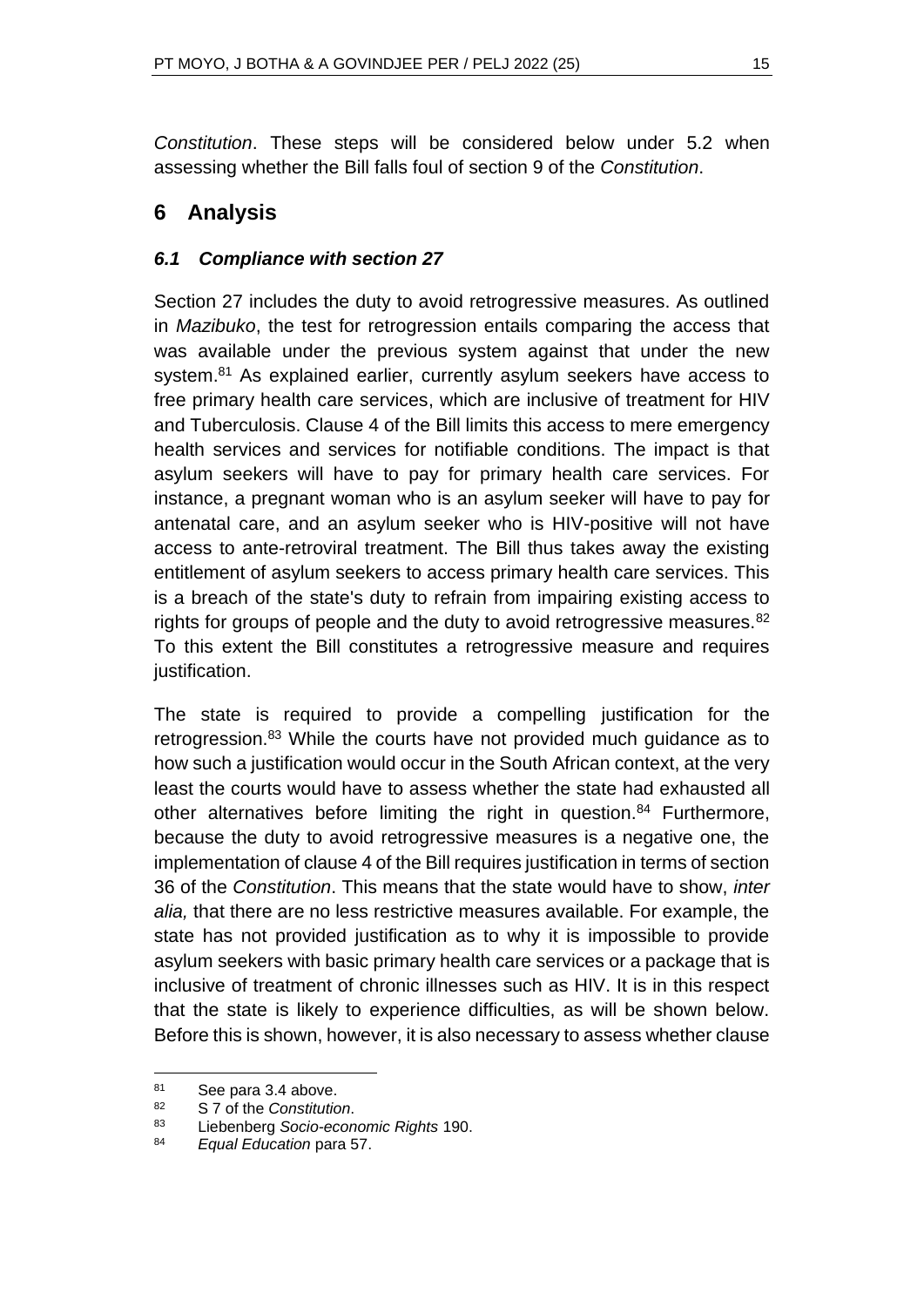*Constitution*. These steps will be considered below under 5.2 when assessing whether the Bill falls foul of section 9 of the *Constitution*.

## 6 Analysis

### *6.1 Compliance with section 27*

Section 27 includes the duty to avoid retrogressive measures. As outlined in *Mazibuko*, the test for retrogression entails comparing the access that was available under the previous system against that under the new system.[81] As explained earlier, currently asylum seekers have access to free primary health care services, which are inclusive of treatment for HIV and Tuberculosis. Clause 4 of the Bill limits this access to mere emergency health services and services for notifiable conditions. The impact is that asylum seekers will have to pay for primary health care services. For instance, a pregnant woman who is an asylum seeker will have to pay for antenatal care, and an asylum seeker who is HIV-positive will not have access to ante-retroviral treatment. The Bill thus takes away the existing entitlement of asylum seekers to access primary health care services. This is a breach of the state's duty to refrain from impairing existing access to rights for groups of people and the duty to avoid retrogressive measures.[82] To this extent the Bill constitutes a retrogressive measure and requires justification.

The state is required to provide a compelling justification for the retrogression.[83] While the courts have not provided much guidance as to how such a justification would occur in the South African context, at the very least the courts would have to assess whether the state had exhausted all other alternatives before limiting the right in question.[84] Furthermore, because the duty to avoid retrogressive measures is a negative one, the implementation of clause 4 of the Bill requires justification in terms of section 36 of the *Constitution*. This means that the state would have to show, *inter alia,* that there are no less restrictive measures available. For example, the state has not provided justification as to why it is impossible to provide asylum seekers with basic primary health care services or a package that is inclusive of treatment of chronic illnesses such as HIV. It is in this respect that the state is likely to experience difficulties, as will be shown below. Before this is shown, however, it is also necessary to assess whether clause

---

81 See para 3.4 above.

82 S 7 of the *Constitution*.

83 Liebenberg *Socio-economic Rights* 190.

84 *Equal Education* para 57.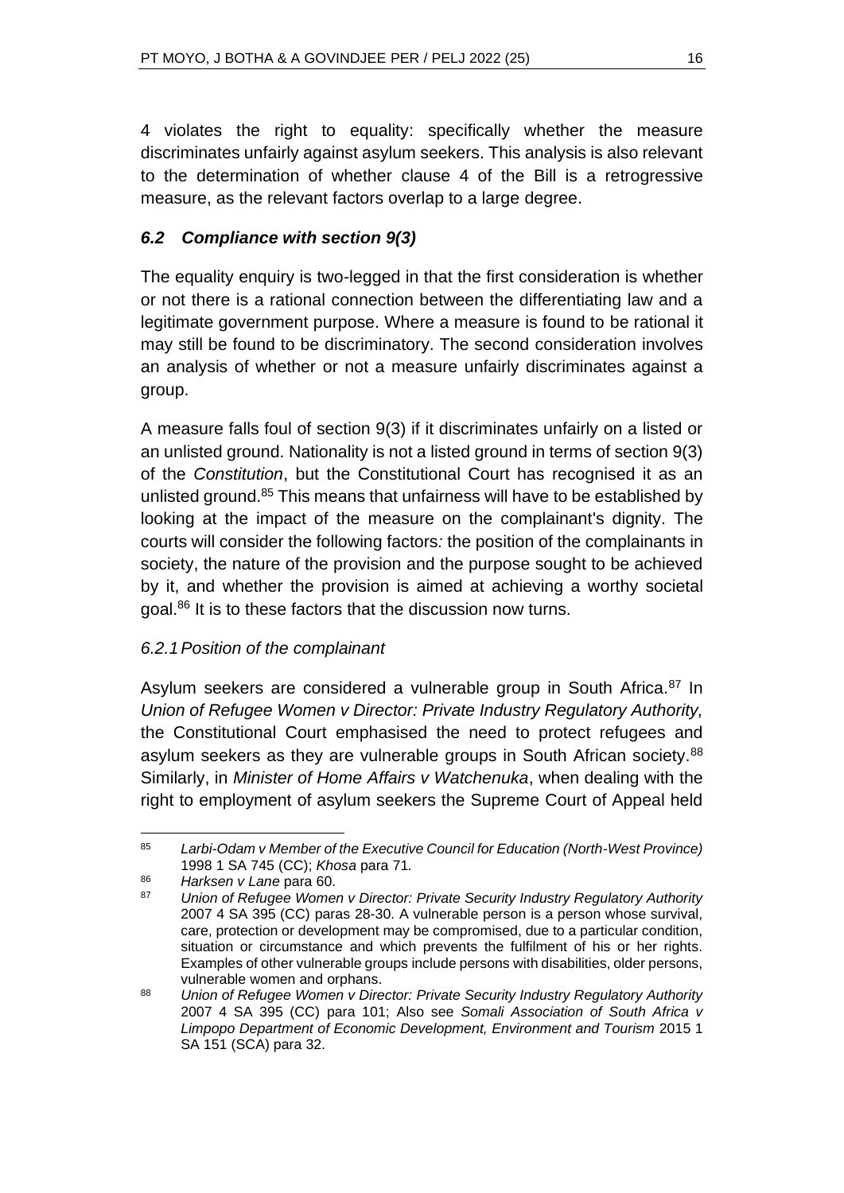4 violates the right to equality: specifically whether the measure discriminates unfairly against asylum seekers. This analysis is also relevant to the determination of whether clause 4 of the Bill is a retrogressive measure, as the relevant factors overlap to a large degree.

### *6.2 Compliance with section 9(3)*

The equality enquiry is two-legged in that the first consideration is whether or not there is a rational connection between the differentiating law and a legitimate government purpose. Where a measure is found to be rational it may still be found to be discriminatory. The second consideration involves an analysis of whether or not a measure unfairly discriminates against a group.

A measure falls foul of section 9(3) if it discriminates unfairly on a listed or an unlisted ground. Nationality is not a listed ground in terms of section 9(3) of the *Constitution*, but the Constitutional Court has recognised it as an unlisted ground.[85] This means that unfairness will have to be established by looking at the impact of the measure on the complainant's dignity. The courts will consider the following factors*:* the position of the complainants in society, the nature of the provision and the purpose sought to be achieved by it, and whether the provision is aimed at achieving a worthy societal goal.[86] It is to these factors that the discussion now turns.

#### *6.2.1 Position of the complainant*

Asylum seekers are considered a vulnerable group in South Africa.[87] In *Union of Refugee Women v Director: Private Industry Regulatory Authority,* the Constitutional Court emphasised the need to protect refugees and asylum seekers as they are vulnerable groups in South African society.[88] Similarly, in *Minister of Home Affairs v Watchenuka*, when dealing with the right to employment of asylum seekers the Supreme Court of Appeal held

---

85 *Larbi-Odam v Member of the Executive Council for Education (North-West Province)* 1998 1 SA 745 (CC); *Khosa* para 71*.*

86 *Harksen v Lane* para 60.

87 *Union of Refugee Women v Director: Private Security Industry Regulatory Authority* 2007 4 SA 395 (CC) paras 28-30. A vulnerable person is a person whose survival, care, protection or development may be compromised, due to a particular condition, situation or circumstance and which prevents the fulfilment of his or her rights. Examples of other vulnerable groups include persons with disabilities, older persons, vulnerable women and orphans.

88 *Union of Refugee Women v Director: Private Security Industry Regulatory Authority* 2007 4 SA 395 (CC) para 101; Also see *Somali Association of South Africa v Limpopo Department of Economic Development, Environment and Tourism* 2015 1 SA 151 (SCA) para 32.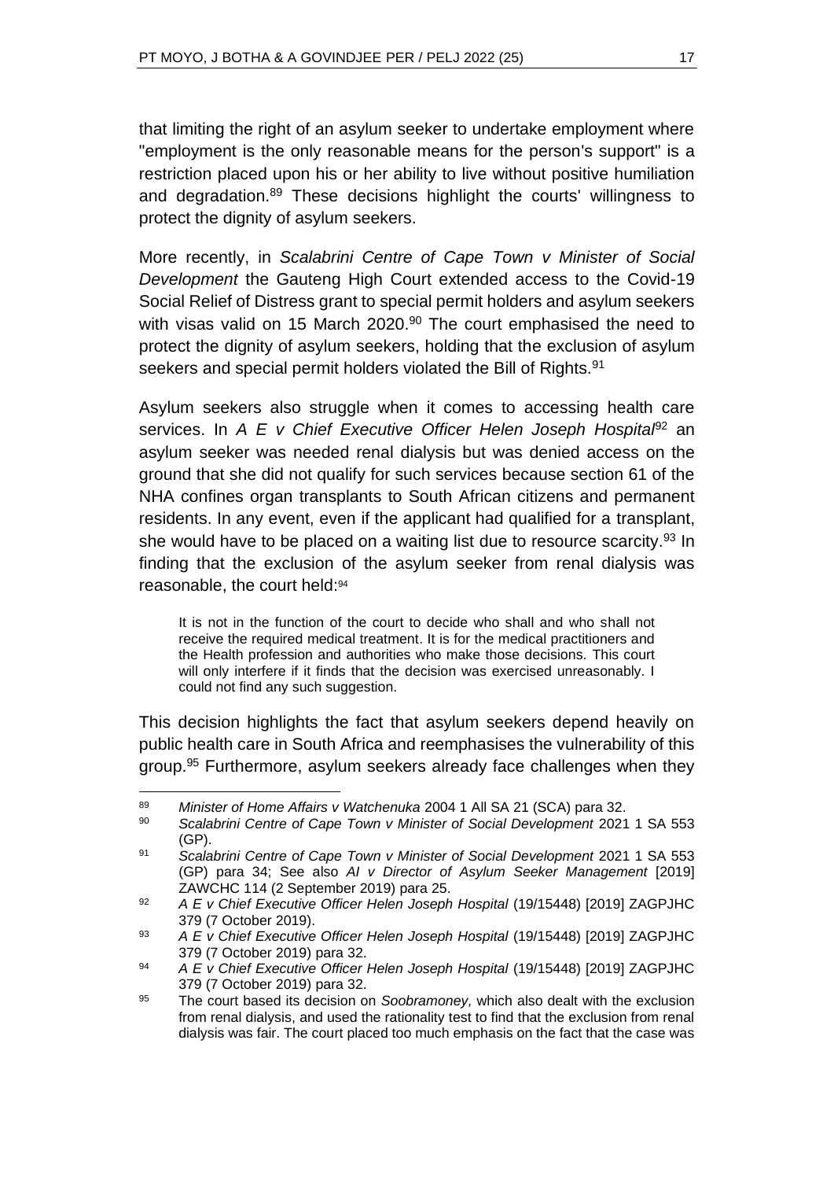that limiting the right of an asylum seeker to undertake employment where "employment is the only reasonable means for the person's support" is a restriction placed upon his or her ability to live without positive humiliation and degradation.[89] These decisions highlight the courts' willingness to protect the dignity of asylum seekers.

More recently, in *Scalabrini Centre of Cape Town v Minister of Social Development* the Gauteng High Court extended access to the Covid-19 Social Relief of Distress grant to special permit holders and asylum seekers with visas valid on 15 March 2020.[90] The court emphasised the need to protect the dignity of asylum seekers, holding that the exclusion of asylum seekers and special permit holders violated the Bill of Rights.[91]

Asylum seekers also struggle when it comes to accessing health care services. In *A E v Chief Executive Officer Helen Joseph Hospital*[92] an asylum seeker was needed renal dialysis but was denied access on the ground that she did not qualify for such services because section 61 of the NHA confines organ transplants to South African citizens and permanent residents. In any event, even if the applicant had qualified for a transplant, she would have to be placed on a waiting list due to resource scarcity.[93] In finding that the exclusion of the asylum seeker from renal dialysis was reasonable, the court held:[94]

> It is not in the function of the court to decide who shall and who shall not receive the required medical treatment. It is for the medical practitioners and the Health profession and authorities who make those decisions. This court will only interfere if it finds that the decision was exercised unreasonably. I could not find any such suggestion.

This decision highlights the fact that asylum seekers depend heavily on public health care in South Africa and reemphasises the vulnerability of this group.[95] Furthermore, asylum seekers already face challenges when they

---

[89] *Minister of Home Affairs v Watchenuka* 2004 1 All SA 21 (SCA) para 32.

[90] *Scalabrini Centre of Cape Town v Minister of Social Development* 2021 1 SA 553 (GP).

[91] *Scalabrini Centre of Cape Town v Minister of Social Development* 2021 1 SA 553 (GP) para 34; See also *AI v Director of Asylum Seeker Management* [2019] ZAWCHC 114 (2 September 2019) para 25.

[92] *A E v Chief Executive Officer Helen Joseph Hospital* (19/15448) [2019] ZAGPJHC 379 (7 October 2019).

[93] *A E v Chief Executive Officer Helen Joseph Hospital* (19/15448) [2019] ZAGPJHC 379 (7 October 2019) para 32.

[94] *A E v Chief Executive Officer Helen Joseph Hospital* (19/15448) [2019] ZAGPJHC 379 (7 October 2019) para 32.

[95] The court based its decision on *Soobramoney,* which also dealt with the exclusion from renal dialysis, and used the rationality test to find that the exclusion from renal dialysis was fair. The court placed too much emphasis on the fact that the case was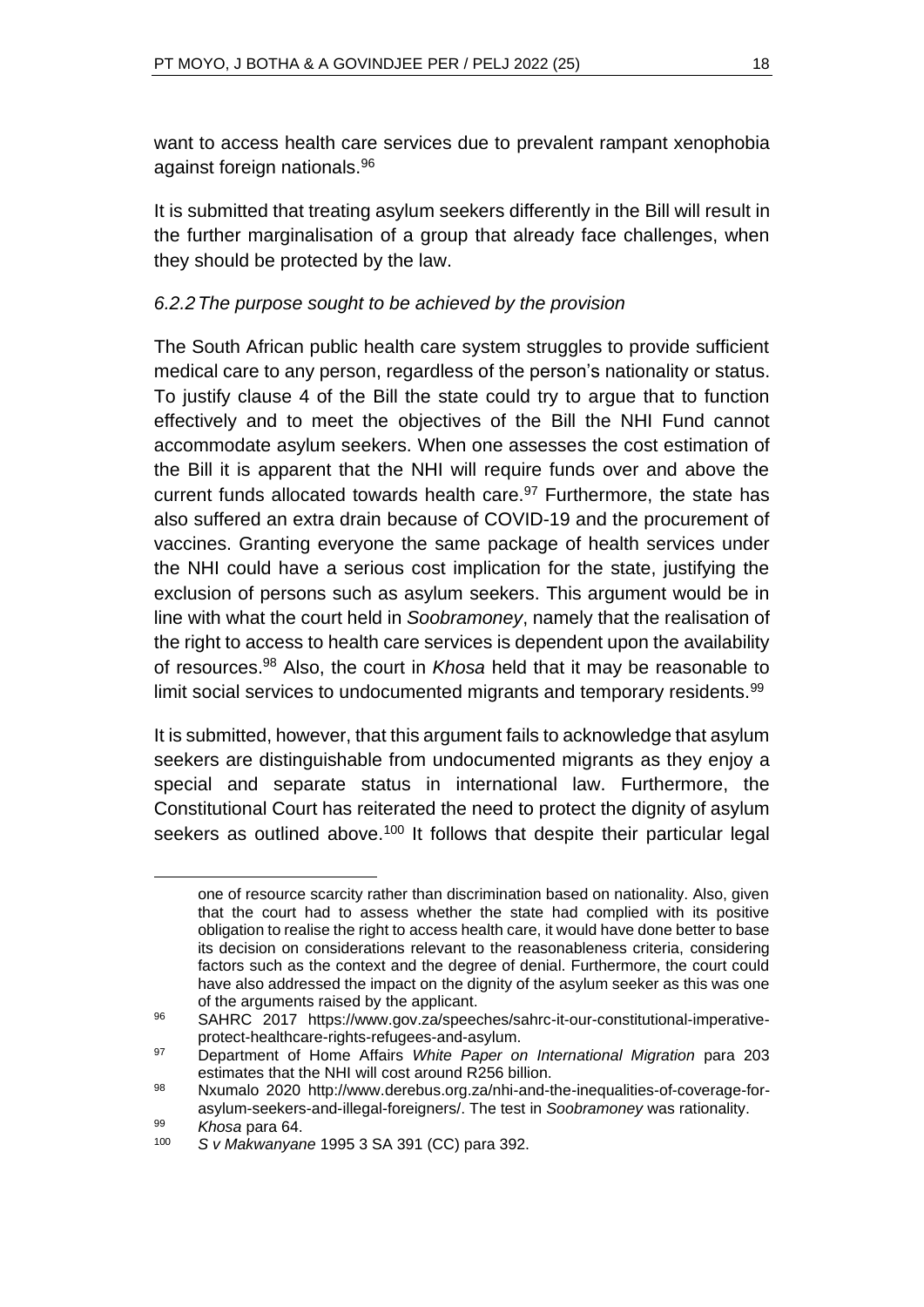want to access health care services due to prevalent rampant xenophobia against foreign nationals.[96]

It is submitted that treating asylum seekers differently in the Bill will result in the further marginalisation of a group that already face challenges, when they should be protected by the law.

### *6.2.2 The purpose sought to be achieved by the provision*

The South African public health care system struggles to provide sufficient medical care to any person, regardless of the person's nationality or status. To justify clause 4 of the Bill the state could try to argue that to function effectively and to meet the objectives of the Bill the NHI Fund cannot accommodate asylum seekers. When one assesses the cost estimation of the Bill it is apparent that the NHI will require funds over and above the current funds allocated towards health care.[97] Furthermore, the state has also suffered an extra drain because of COVID-19 and the procurement of vaccines. Granting everyone the same package of health services under the NHI could have a serious cost implication for the state, justifying the exclusion of persons such as asylum seekers. This argument would be in line with what the court held in *Soobramoney*, namely that the realisation of the right to access to health care services is dependent upon the availability of resources.[98] Also, the court in *Khosa* held that it may be reasonable to limit social services to undocumented migrants and temporary residents.[99]

It is submitted, however, that this argument fails to acknowledge that asylum seekers are distinguishable from undocumented migrants as they enjoy a special and separate status in international law. Furthermore, the Constitutional Court has reiterated the need to protect the dignity of asylum seekers as outlined above.[100] It follows that despite their particular legal

---

one of resource scarcity rather than discrimination based on nationality. Also, given that the court had to assess whether the state had complied with its positive obligation to realise the right to access health care, it would have done better to base its decision on considerations relevant to the reasonableness criteria, considering factors such as the context and the degree of denial. Furthermore, the court could have also addressed the impact on the dignity of the asylum seeker as this was one of the arguments raised by the applicant.

[96] SAHRC 2017 https://www.gov.za/speeches/sahrc-it-our-constitutional-imperative-protect-healthcare-rights-refugees-and-asylum.

[97] Department of Home Affairs *White Paper on International Migration* para 203 estimates that the NHI will cost around R256 billion.

[98] Nxumalo 2020 http://www.derebus.org.za/nhi-and-the-inequalities-of-coverage-for-asylum-seekers-and-illegal-foreigners/. The test in *Soobramoney* was rationality.

[99] *Khosa* para 64.

[100] *S v Makwanyane* 1995 3 SA 391 (CC) para 392.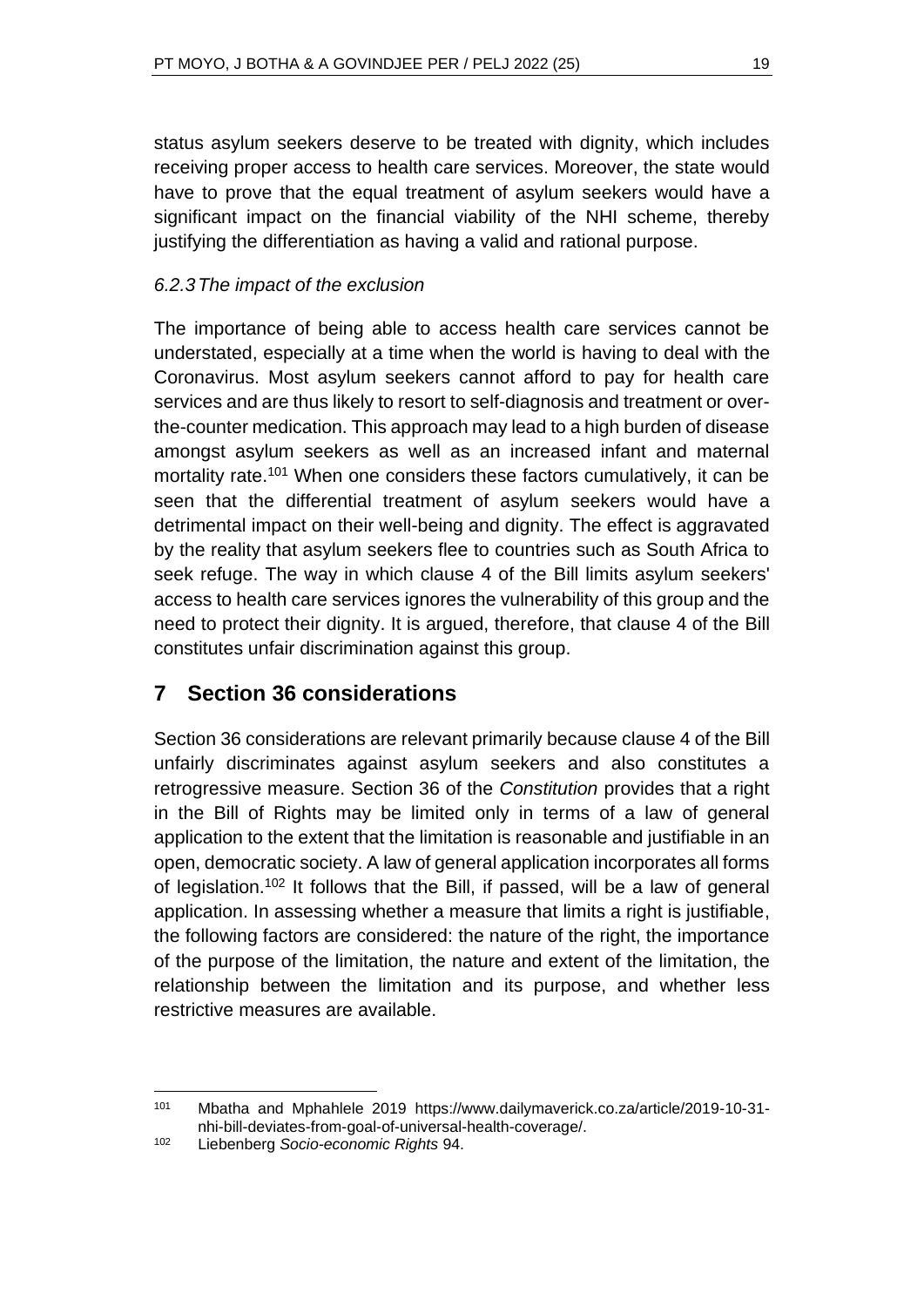status asylum seekers deserve to be treated with dignity, which includes receiving proper access to health care services. Moreover, the state would have to prove that the equal treatment of asylum seekers would have a significant impact on the financial viability of the NHI scheme, thereby justifying the differentiation as having a valid and rational purpose.

### *6.2.3 The impact of the exclusion*

The importance of being able to access health care services cannot be understated, especially at a time when the world is having to deal with the Coronavirus. Most asylum seekers cannot afford to pay for health care services and are thus likely to resort to self-diagnosis and treatment or over-the-counter medication. This approach may lead to a high burden of disease amongst asylum seekers as well as an increased infant and maternal mortality rate.[101] When one considers these factors cumulatively, it can be seen that the differential treatment of asylum seekers would have a detrimental impact on their well-being and dignity. The effect is aggravated by the reality that asylum seekers flee to countries such as South Africa to seek refuge. The way in which clause 4 of the Bill limits asylum seekers' access to health care services ignores the vulnerability of this group and the need to protect their dignity. It is argued, therefore, that clause 4 of the Bill constitutes unfair discrimination against this group.

## 7 Section 36 considerations

Section 36 considerations are relevant primarily because clause 4 of the Bill unfairly discriminates against asylum seekers and also constitutes a retrogressive measure. Section 36 of the *Constitution* provides that a right in the Bill of Rights may be limited only in terms of a law of general application to the extent that the limitation is reasonable and justifiable in an open, democratic society. A law of general application incorporates all forms of legislation.[102] It follows that the Bill, if passed, will be a law of general application. In assessing whether a measure that limits a right is justifiable, the following factors are considered: the nature of the right, the importance of the purpose of the limitation, the nature and extent of the limitation, the relationship between the limitation and its purpose, and whether less restrictive measures are available.

---

[101] Mbatha and Mphahlele 2019 https://www.dailymaverick.co.za/article/2019-10-31-nhi-bill-deviates-from-goal-of-universal-health-coverage/.

[102] Liebenberg *Socio-economic Rights* 94.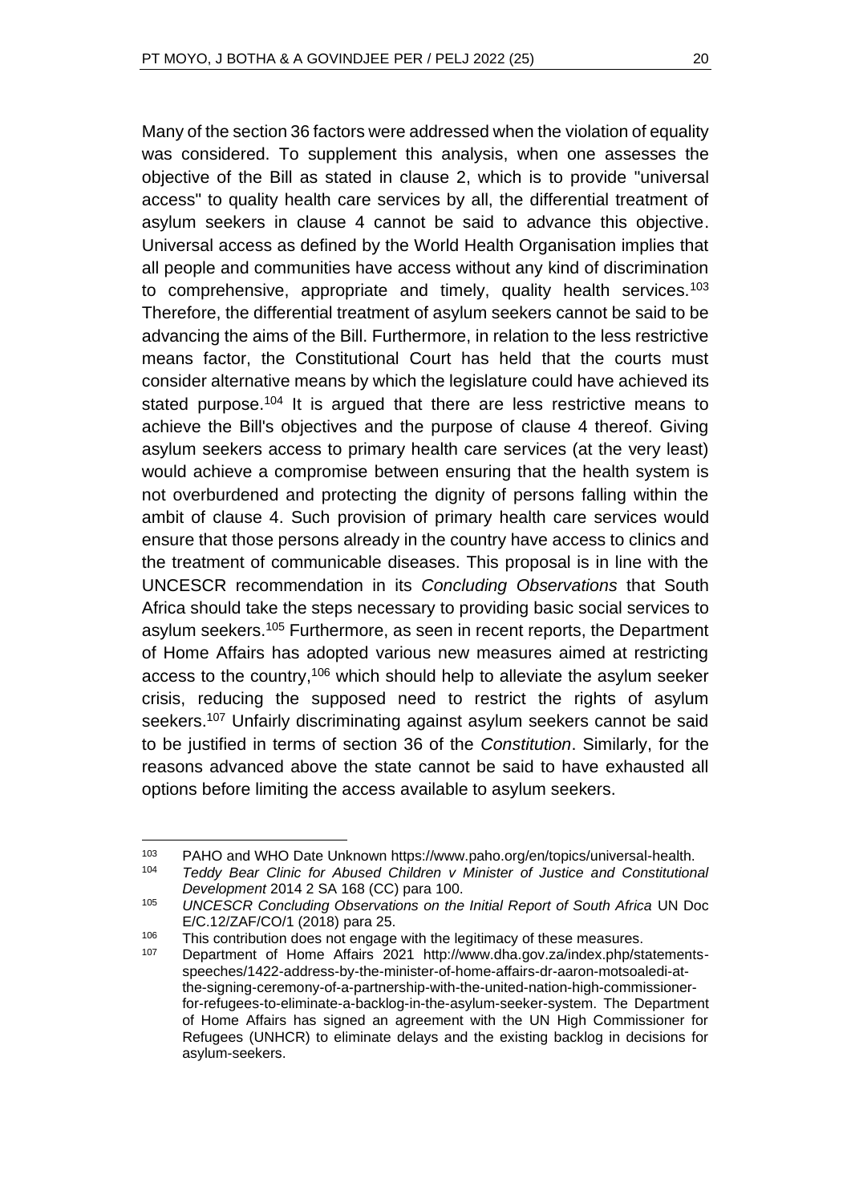Many of the section 36 factors were addressed when the violation of equality was considered. To supplement this analysis, when one assesses the objective of the Bill as stated in clause 2, which is to provide "universal access" to quality health care services by all, the differential treatment of asylum seekers in clause 4 cannot be said to advance this objective. Universal access as defined by the World Health Organisation implies that all people and communities have access without any kind of discrimination to comprehensive, appropriate and timely, quality health services.[103] Therefore, the differential treatment of asylum seekers cannot be said to be advancing the aims of the Bill. Furthermore, in relation to the less restrictive means factor, the Constitutional Court has held that the courts must consider alternative means by which the legislature could have achieved its stated purpose.[104] It is argued that there are less restrictive means to achieve the Bill's objectives and the purpose of clause 4 thereof. Giving asylum seekers access to primary health care services (at the very least) would achieve a compromise between ensuring that the health system is not overburdened and protecting the dignity of persons falling within the ambit of clause 4. Such provision of primary health care services would ensure that those persons already in the country have access to clinics and the treatment of communicable diseases. This proposal is in line with the UNCESCR recommendation in its *Concluding Observations* that South Africa should take the steps necessary to providing basic social services to asylum seekers.[105] Furthermore, as seen in recent reports, the Department of Home Affairs has adopted various new measures aimed at restricting access to the country,[106] which should help to alleviate the asylum seeker crisis, reducing the supposed need to restrict the rights of asylum seekers.[107] Unfairly discriminating against asylum seekers cannot be said to be justified in terms of section 36 of the *Constitution*. Similarly, for the reasons advanced above the state cannot be said to have exhausted all options before limiting the access available to asylum seekers.

---

[103] PAHO and WHO Date Unknown https://www.paho.org/en/topics/universal-health.

[104] *Teddy Bear Clinic for Abused Children v Minister of Justice and Constitutional Development* 2014 2 SA 168 (CC) para 100.

[105] *UNCESCR Concluding Observations on the Initial Report of South Africa* UN Doc E/C.12/ZAF/CO/1 (2018) para 25.

[106] This contribution does not engage with the legitimacy of these measures.

[107] Department of Home Affairs 2021 http://www.dha.gov.za/index.php/statements-speeches/1422-address-by-the-minister-of-home-affairs-dr-aaron-motsoaledi-at-the-signing-ceremony-of-a-partnership-with-the-united-nation-high-commissioner-for-refugees-to-eliminate-a-backlog-in-the-asylum-seeker-system. The Department of Home Affairs has signed an agreement with the UN High Commissioner for Refugees (UNHCR) to eliminate delays and the existing backlog in decisions for asylum-seekers.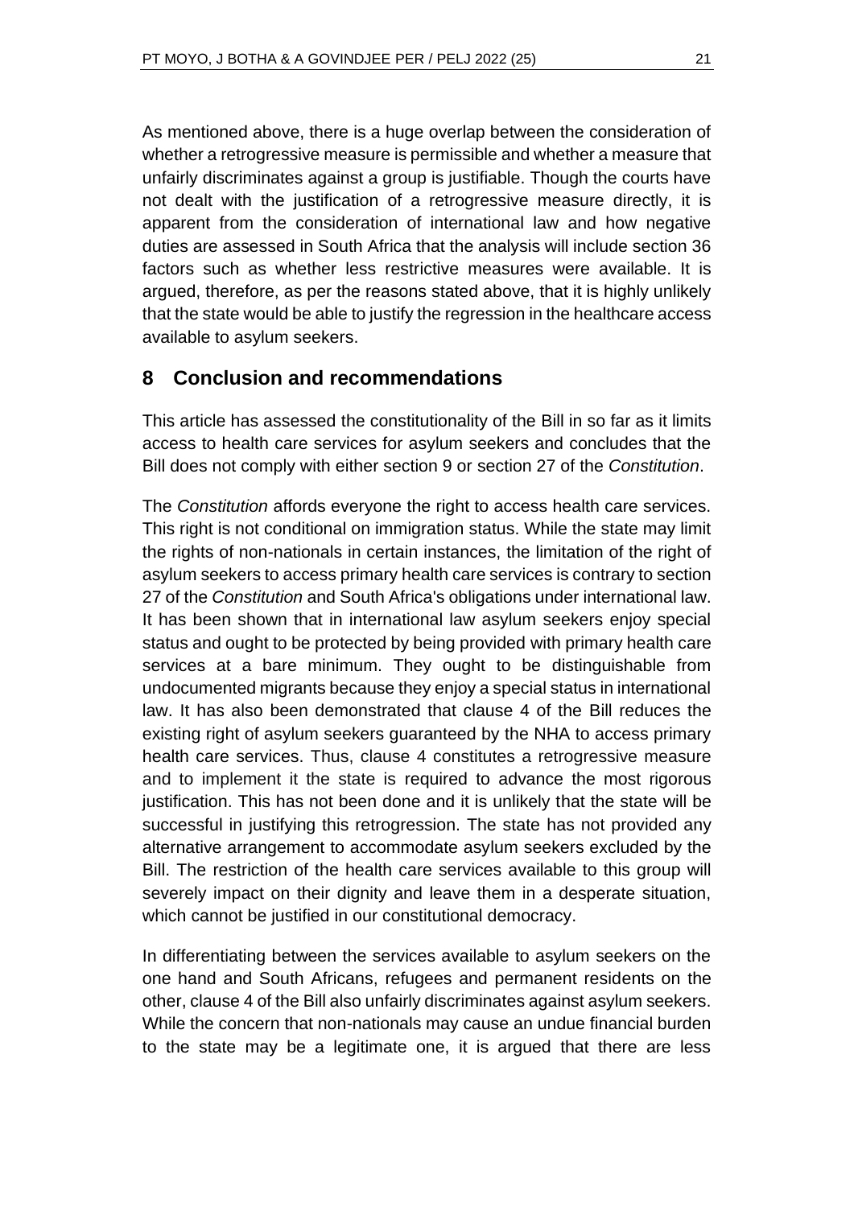As mentioned above, there is a huge overlap between the consideration of whether a retrogressive measure is permissible and whether a measure that unfairly discriminates against a group is justifiable. Though the courts have not dealt with the justification of a retrogressive measure directly, it is apparent from the consideration of international law and how negative duties are assessed in South Africa that the analysis will include section 36 factors such as whether less restrictive measures were available. It is argued, therefore, as per the reasons stated above, that it is highly unlikely that the state would be able to justify the regression in the healthcare access available to asylum seekers.

## 8 Conclusion and recommendations

This article has assessed the constitutionality of the Bill in so far as it limits access to health care services for asylum seekers and concludes that the Bill does not comply with either section 9 or section 27 of the *Constitution*.

The *Constitution* affords everyone the right to access health care services. This right is not conditional on immigration status. While the state may limit the rights of non-nationals in certain instances, the limitation of the right of asylum seekers to access primary health care services is contrary to section 27 of the *Constitution* and South Africa's obligations under international law. It has been shown that in international law asylum seekers enjoy special status and ought to be protected by being provided with primary health care services at a bare minimum. They ought to be distinguishable from undocumented migrants because they enjoy a special status in international law. It has also been demonstrated that clause 4 of the Bill reduces the existing right of asylum seekers guaranteed by the NHA to access primary health care services. Thus, clause 4 constitutes a retrogressive measure and to implement it the state is required to advance the most rigorous justification. This has not been done and it is unlikely that the state will be successful in justifying this retrogression. The state has not provided any alternative arrangement to accommodate asylum seekers excluded by the Bill. The restriction of the health care services available to this group will severely impact on their dignity and leave them in a desperate situation, which cannot be justified in our constitutional democracy.

In differentiating between the services available to asylum seekers on the one hand and South Africans, refugees and permanent residents on the other, clause 4 of the Bill also unfairly discriminates against asylum seekers. While the concern that non-nationals may cause an undue financial burden to the state may be a legitimate one, it is argued that there are less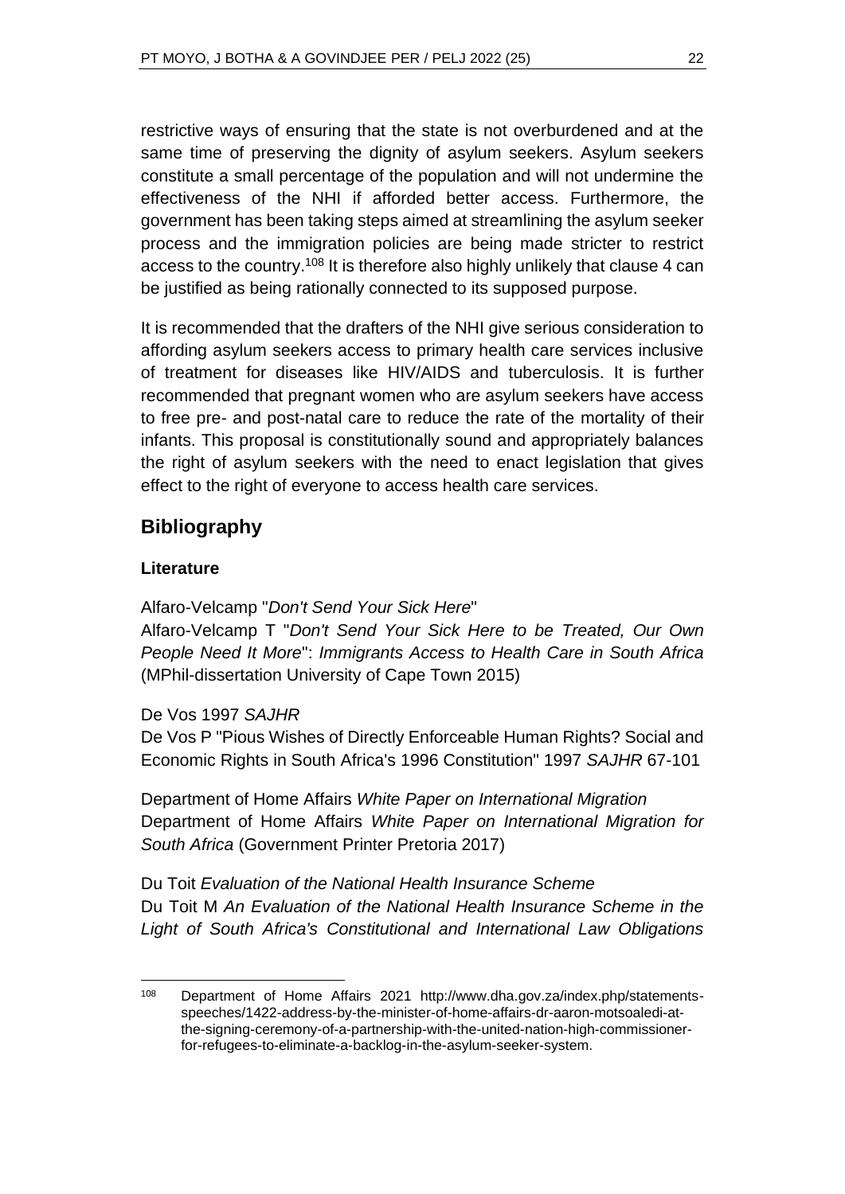restrictive ways of ensuring that the state is not overburdened and at the same time of preserving the dignity of asylum seekers. Asylum seekers constitute a small percentage of the population and will not undermine the effectiveness of the NHI if afforded better access. Furthermore, the government has been taking steps aimed at streamlining the asylum seeker process and the immigration policies are being made stricter to restrict access to the country.[108] It is therefore also highly unlikely that clause 4 can be justified as being rationally connected to its supposed purpose.

It is recommended that the drafters of the NHI give serious consideration to affording asylum seekers access to primary health care services inclusive of treatment for diseases like HIV/AIDS and tuberculosis. It is further recommended that pregnant women who are asylum seekers have access to free pre- and post-natal care to reduce the rate of the mortality of their infants. This proposal is constitutionally sound and appropriately balances the right of asylum seekers with the need to enact legislation that gives effect to the right of everyone to access health care services.

## Bibliography

### Literature

Alfaro-Velcamp "*Don't Send Your Sick Here*"
Alfaro-Velcamp T "*Don't Send Your Sick Here to be Treated, Our Own People Need It More*": *Immigrants Access to Health Care in South Africa* (MPhil-dissertation University of Cape Town 2015)

De Vos 1997 *SAJHR*
De Vos P "Pious Wishes of Directly Enforceable Human Rights? Social and Economic Rights in South Africa's 1996 Constitution" 1997 *SAJHR* 67-101

Department of Home Affairs *White Paper on International Migration*
Department of Home Affairs *White Paper on International Migration for South Africa* (Government Printer Pretoria 2017)

Du Toit *Evaluation of the National Health Insurance Scheme*
Du Toit M *An Evaluation of the National Health Insurance Scheme in the Light of South Africa's Constitutional and International Law Obligations*

---

[108] Department of Home Affairs 2021 http://www.dha.gov.za/index.php/statements-speeches/1422-address-by-the-minister-of-home-affairs-dr-aaron-motsoaledi-at-the-signing-ceremony-of-a-partnership-with-the-united-nation-high-commissioner-for-refugees-to-eliminate-a-backlog-in-the-asylum-seeker-system.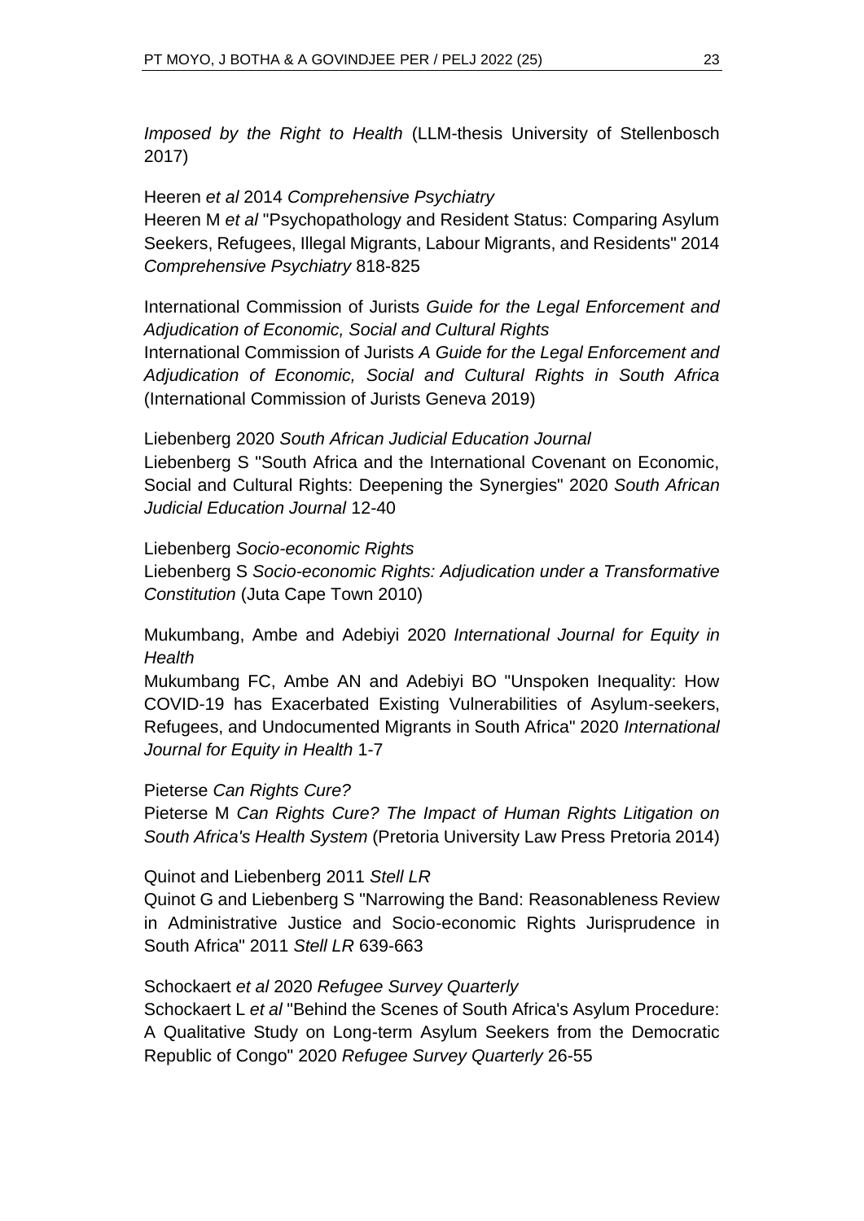*Imposed by the Right to Health* (LLM-thesis University of Stellenbosch 2017)

Heeren *et al* 2014 *Comprehensive Psychiatry*
Heeren M *et al* "Psychopathology and Resident Status: Comparing Asylum Seekers, Refugees, Illegal Migrants, Labour Migrants, and Residents" 2014 *Comprehensive Psychiatry* 818-825

International Commission of Jurists *Guide for the Legal Enforcement and Adjudication of Economic, Social and Cultural Rights*
International Commission of Jurists *A Guide for the Legal Enforcement and Adjudication of Economic, Social and Cultural Rights in South Africa* (International Commission of Jurists Geneva 2019)

Liebenberg 2020 *South African Judicial Education Journal*
Liebenberg S "South Africa and the International Covenant on Economic, Social and Cultural Rights: Deepening the Synergies" 2020 *South African Judicial Education Journal* 12-40

Liebenberg *Socio-economic Rights*
Liebenberg S *Socio-economic Rights: Adjudication under a Transformative Constitution* (Juta Cape Town 2010)

Mukumbang, Ambe and Adebiyi 2020 *International Journal for Equity in Health*
Mukumbang FC, Ambe AN and Adebiyi BO "Unspoken Inequality: How COVID-19 has Exacerbated Existing Vulnerabilities of Asylum-seekers, Refugees, and Undocumented Migrants in South Africa" 2020 *International Journal for Equity in Health* 1-7

Pieterse *Can Rights Cure?*
Pieterse M *Can Rights Cure? The Impact of Human Rights Litigation on South Africa's Health System* (Pretoria University Law Press Pretoria 2014)

Quinot and Liebenberg 2011 *Stell LR*
Quinot G and Liebenberg S "Narrowing the Band: Reasonableness Review in Administrative Justice and Socio-economic Rights Jurisprudence in South Africa" 2011 *Stell LR* 639-663

Schockaert *et al* 2020 *Refugee Survey Quarterly*
Schockaert L *et al* "Behind the Scenes of South Africa's Asylum Procedure: A Qualitative Study on Long-term Asylum Seekers from the Democratic Republic of Congo" 2020 *Refugee Survey Quarterly* 26-55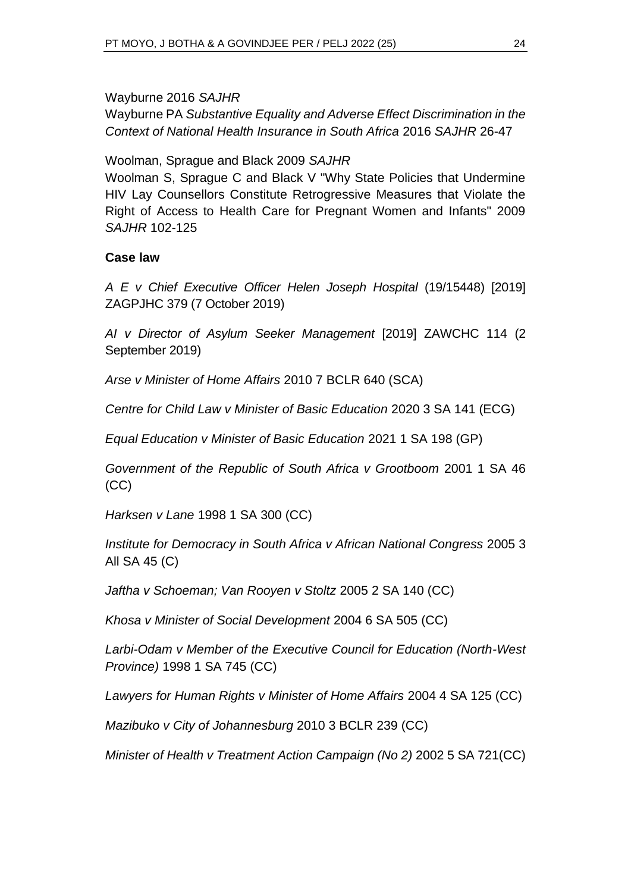Wayburne 2016 *SAJHR*

Wayburne PA *Substantive Equality and Adverse Effect Discrimination in the Context of National Health Insurance in South Africa* 2016 *SAJHR* 26-47

Woolman, Sprague and Black 2009 *SAJHR*

Woolman S, Sprague C and Black V "Why State Policies that Undermine HIV Lay Counsellors Constitute Retrogressive Measures that Violate the Right of Access to Health Care for Pregnant Women and Infants" 2009 *SAJHR* 102-125

**Case law**

*A E v Chief Executive Officer Helen Joseph Hospital* (19/15448) [2019] ZAGPJHC 379 (7 October 2019)

*AI v Director of Asylum Seeker Management* [2019] ZAWCHC 114 (2 September 2019)

*Arse v Minister of Home Affairs* 2010 7 BCLR 640 (SCA)

*Centre for Child Law v Minister of Basic Education* 2020 3 SA 141 (ECG)

*Equal Education v Minister of Basic Education* 2021 1 SA 198 (GP)

*Government of the Republic of South Africa v Grootboom* 2001 1 SA 46 (CC)

*Harksen v Lane* 1998 1 SA 300 (CC)

*Institute for Democracy in South Africa v African National Congress* 2005 3 All SA 45 (C)

*Jaftha v Schoeman; Van Rooyen v Stoltz* 2005 2 SA 140 (CC)

*Khosa v Minister of Social Development* 2004 6 SA 505 (CC)

*Larbi-Odam v Member of the Executive Council for Education (North-West Province)* 1998 1 SA 745 (CC)

*Lawyers for Human Rights v Minister of Home Affairs* 2004 4 SA 125 (CC)

*Mazibuko v City of Johannesburg* 2010 3 BCLR 239 (CC)

*Minister of Health v Treatment Action Campaign (No 2)* 2002 5 SA 721(CC)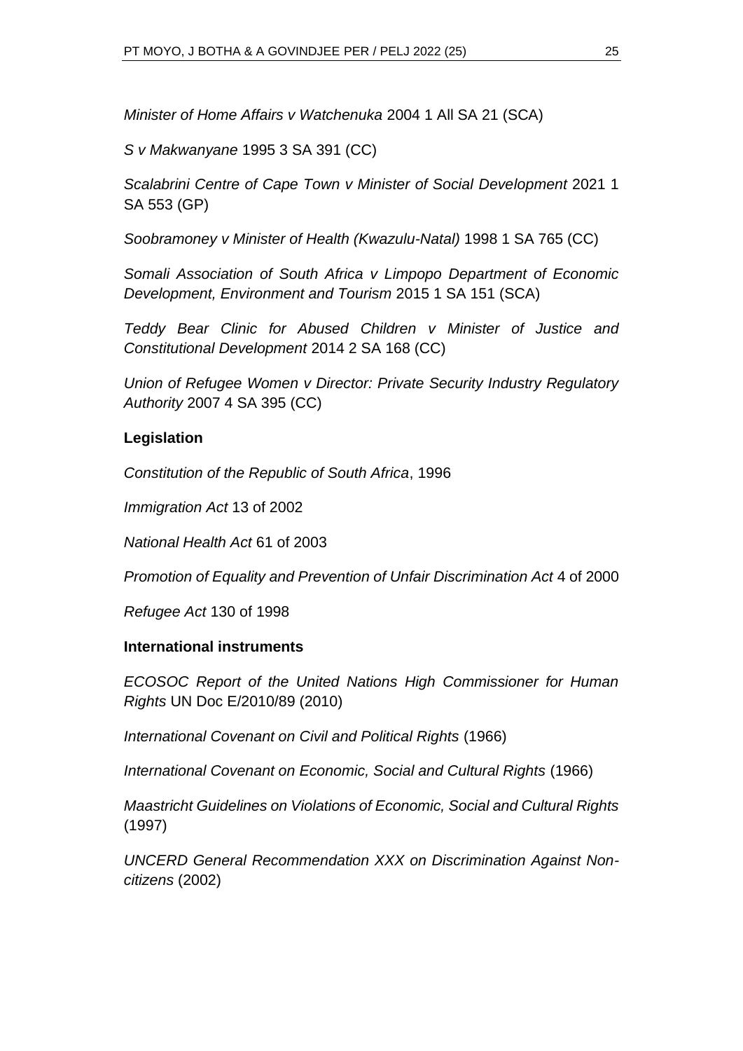*Minister of Home Affairs v Watchenuka* 2004 1 All SA 21 (SCA)

*S v Makwanyane* 1995 3 SA 391 (CC)

*Scalabrini Centre of Cape Town v Minister of Social Development* 2021 1 SA 553 (GP)

*Soobramoney v Minister of Health (Kwazulu-Natal)* 1998 1 SA 765 (CC)

*Somali Association of South Africa v Limpopo Department of Economic Development, Environment and Tourism* 2015 1 SA 151 (SCA)

*Teddy Bear Clinic for Abused Children v Minister of Justice and Constitutional Development* 2014 2 SA 168 (CC)

*Union of Refugee Women v Director: Private Security Industry Regulatory Authority* 2007 4 SA 395 (CC)

**Legislation**

*Constitution of the Republic of South Africa*, 1996

*Immigration Act* 13 of 2002

*National Health Act* 61 of 2003

*Promotion of Equality and Prevention of Unfair Discrimination Act* 4 of 2000

*Refugee Act* 130 of 1998

**International instruments**

*ECOSOC Report of the United Nations High Commissioner for Human Rights* UN Doc E/2010/89 (2010)

*International Covenant on Civil and Political Rights* (1966)

*International Covenant on Economic, Social and Cultural Rights* (1966)

*Maastricht Guidelines on Violations of Economic, Social and Cultural Rights* (1997)

*UNCERD General Recommendation XXX on Discrimination Against Non-citizens* (2002)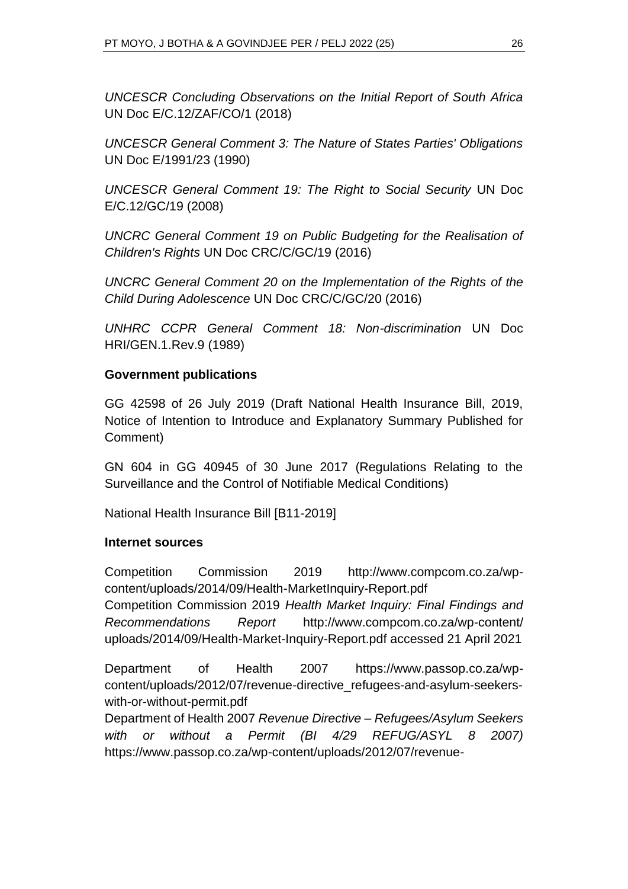*UNCESCR Concluding Observations on the Initial Report of South Africa* UN Doc E/C.12/ZAF/CO/1 (2018)

*UNCESCR General Comment 3: The Nature of States Parties' Obligations* UN Doc E/1991/23 (1990)

*UNCESCR General Comment 19: The Right to Social Security* UN Doc E/C.12/GC/19 (2008)

*UNCRC General Comment 19 on Public Budgeting for the Realisation of Children's Rights* UN Doc CRC/C/GC/19 (2016)

*UNCRC General Comment 20 on the Implementation of the Rights of the Child During Adolescence* UN Doc CRC/C/GC/20 (2016)

*UNHRC CCPR General Comment 18: Non-discrimination* UN Doc HRI/GEN.1.Rev.9 (1989)

**Government publications**

GG 42598 of 26 July 2019 (Draft National Health Insurance Bill, 2019, Notice of Intention to Introduce and Explanatory Summary Published for Comment)

GN 604 in GG 40945 of 30 June 2017 (Regulations Relating to the Surveillance and the Control of Notifiable Medical Conditions)

National Health Insurance Bill [B11-2019]

**Internet sources**

Competition Commission 2019 http://www.compcom.co.za/wp-content/uploads/2014/09/Health-MarketInquiry-Report.pdf
Competition Commission 2019 *Health Market Inquiry: Final Findings and Recommendations Report* http://www.compcom.co.za/wp-content/uploads/2014/09/Health-Market-Inquiry-Report.pdf accessed 21 April 2021

Department of Health 2007 https://www.passop.co.za/wp-content/uploads/2012/07/revenue-directive_refugees-and-asylum-seekers-with-or-without-permit.pdf
Department of Health 2007 *Revenue Directive – Refugees/Asylum Seekers with or without a Permit (BI 4/29 REFUG/ASYL 8 2007)* https://www.passop.co.za/wp-content/uploads/2012/07/revenue-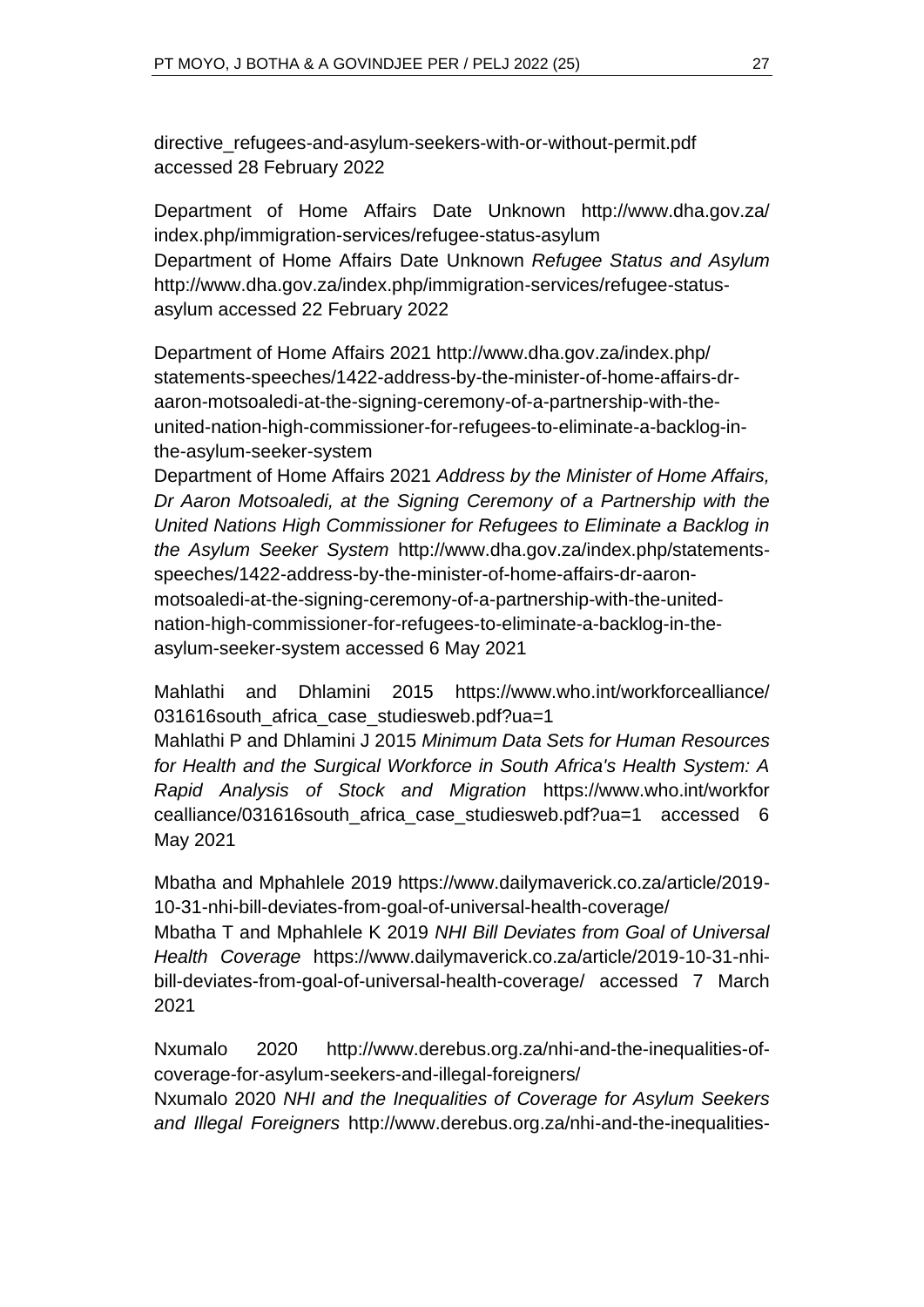directive_refugees-and-asylum-seekers-with-or-without-permit.pdf accessed 28 February 2022

Department of Home Affairs Date Unknown http://www.dha.gov.za/index.php/immigration-services/refugee-status-asylum
Department of Home Affairs Date Unknown *Refugee Status and Asylum* http://www.dha.gov.za/index.php/immigration-services/refugee-status-asylum accessed 22 February 2022

Department of Home Affairs 2021 http://www.dha.gov.za/index.php/statements-speeches/1422-address-by-the-minister-of-home-affairs-dr-aaron-motsoaledi-at-the-signing-ceremony-of-a-partnership-with-the-united-nation-high-commissioner-for-refugees-to-eliminate-a-backlog-in-the-asylum-seeker-system
Department of Home Affairs 2021 *Address by the Minister of Home Affairs, Dr Aaron Motsoaledi, at the Signing Ceremony of a Partnership with the United Nations High Commissioner for Refugees to Eliminate a Backlog in the Asylum Seeker System* http://www.dha.gov.za/index.php/statements-speeches/1422-address-by-the-minister-of-home-affairs-dr-aaron-motsoaledi-at-the-signing-ceremony-of-a-partnership-with-the-united-nation-high-commissioner-for-refugees-to-eliminate-a-backlog-in-the-asylum-seeker-system accessed 6 May 2021

Mahlathi and Dhlamini 2015 https://www.who.int/workforcealliance/031616south_africa_case_studiesweb.pdf?ua=1
Mahlathi P and Dhlamini J 2015 *Minimum Data Sets for Human Resources for Health and the Surgical Workforce in South Africa's Health System: A Rapid Analysis of Stock and Migration* https://www.who.int/workforcealliance/031616south_africa_case_studiesweb.pdf?ua=1 accessed 6 May 2021

Mbatha and Mphahlele 2019 https://www.dailymaverick.co.za/article/2019-10-31-nhi-bill-deviates-from-goal-of-universal-health-coverage/
Mbatha T and Mphahlele K 2019 *NHI Bill Deviates from Goal of Universal Health Coverage* https://www.dailymaverick.co.za/article/2019-10-31-nhi-bill-deviates-from-goal-of-universal-health-coverage/ accessed 7 March 2021

Nxumalo 2020 http://www.derebus.org.za/nhi-and-the-inequalities-of-coverage-for-asylum-seekers-and-illegal-foreigners/
Nxumalo 2020 *NHI and the Inequalities of Coverage for Asylum Seekers and Illegal Foreigners* http://www.derebus.org.za/nhi-and-the-inequalities-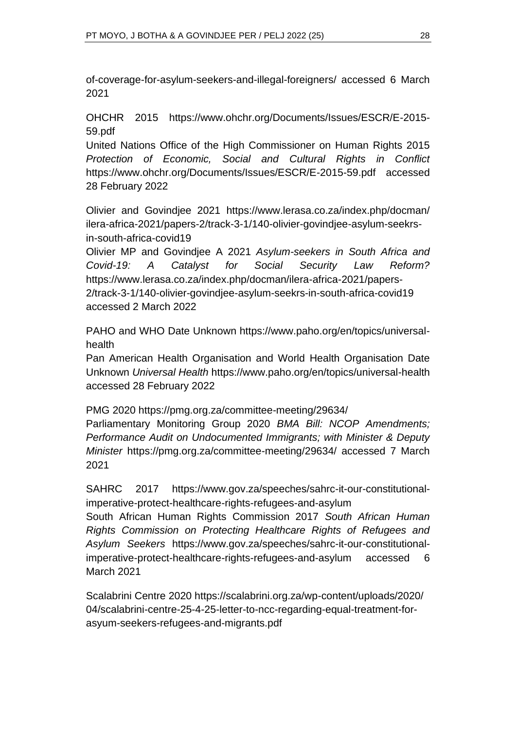of-coverage-for-asylum-seekers-and-illegal-foreigners/ accessed 6 March 2021

OHCHR 2015 https://www.ohchr.org/Documents/Issues/ESCR/E-2015-59.pdf
United Nations Office of the High Commissioner on Human Rights 2015 *Protection of Economic, Social and Cultural Rights in Conflict* https://www.ohchr.org/Documents/Issues/ESCR/E-2015-59.pdf accessed 28 February 2022

Olivier and Govindjee 2021 https://www.lerasa.co.za/index.php/docman/ilera-africa-2021/papers-2/track-3-1/140-olivier-govindjee-asylum-seekrs-in-south-africa-covid19
Olivier MP and Govindjee A 2021 *Asylum-seekers in South Africa and Covid-19: A Catalyst for Social Security Law Reform?* https://www.lerasa.co.za/index.php/docman/ilera-africa-2021/papers-2/track-3-1/140-olivier-govindjee-asylum-seekrs-in-south-africa-covid19 accessed 2 March 2022

PAHO and WHO Date Unknown https://www.paho.org/en/topics/universal-health
Pan American Health Organisation and World Health Organisation Date Unknown *Universal Health* https://www.paho.org/en/topics/universal-health accessed 28 February 2022

PMG 2020 https://pmg.org.za/committee-meeting/29634/
Parliamentary Monitoring Group 2020 *BMA Bill: NCOP Amendments; Performance Audit on Undocumented Immigrants; with Minister & Deputy Minister* https://pmg.org.za/committee-meeting/29634/ accessed 7 March 2021

SAHRC 2017 https://www.gov.za/speeches/sahrc-it-our-constitutional-imperative-protect-healthcare-rights-refugees-and-asylum
South African Human Rights Commission 2017 *South African Human Rights Commission on Protecting Healthcare Rights of Refugees and Asylum Seekers* https://www.gov.za/speeches/sahrc-it-our-constitutional-imperative-protect-healthcare-rights-refugees-and-asylum accessed 6 March 2021

Scalabrini Centre 2020 https://scalabrini.org.za/wp-content/uploads/2020/04/scalabrini-centre-25-4-25-letter-to-ncc-regarding-equal-treatment-for-asyum-seekers-refugees-and-migrants.pdf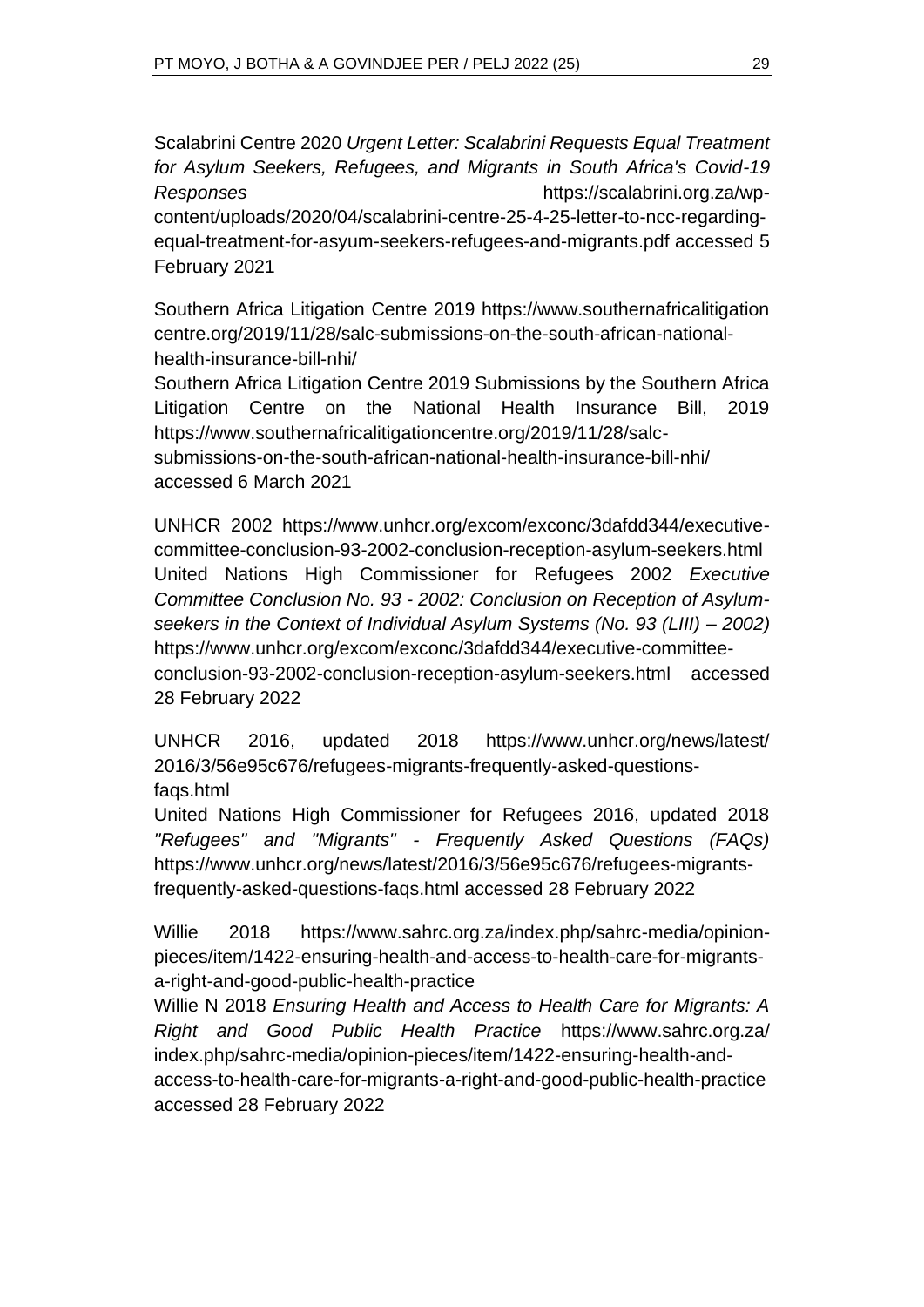Scalabrini Centre 2020 *Urgent Letter: Scalabrini Requests Equal Treatment for Asylum Seekers, Refugees, and Migrants in South Africa's Covid-19 Responses* https://scalabrini.org.za/wp-content/uploads/2020/04/scalabrini-centre-25-4-25-letter-to-ncc-regarding-equal-treatment-for-asyum-seekers-refugees-and-migrants.pdf accessed 5 February 2021

Southern Africa Litigation Centre 2019 https://www.southernafricalitigation centre.org/2019/11/28/salc-submissions-on-the-south-african-national-health-insurance-bill-nhi/

Southern Africa Litigation Centre 2019 Submissions by the Southern Africa Litigation Centre on the National Health Insurance Bill, 2019 https://www.southernafricalitigationcentre.org/2019/11/28/salc-submissions-on-the-south-african-national-health-insurance-bill-nhi/ accessed 6 March 2021

UNHCR 2002 https://www.unhcr.org/excom/exconc/3dafdd344/executive-committee-conclusion-93-2002-conclusion-reception-asylum-seekers.html

United Nations High Commissioner for Refugees 2002 *Executive Committee Conclusion No. 93 - 2002: Conclusion on Reception of Asylum-seekers in the Context of Individual Asylum Systems (No. 93 (LIII) – 2002)* https://www.unhcr.org/excom/exconc/3dafdd344/executive-committee-conclusion-93-2002-conclusion-reception-asylum-seekers.html accessed 28 February 2022

UNHCR 2016, updated 2018 https://www.unhcr.org/news/latest/2016/3/56e95c676/refugees-migrants-frequently-asked-questions-faqs.html

United Nations High Commissioner for Refugees 2016, updated 2018 *"Refugees" and "Migrants" - Frequently Asked Questions (FAQs)* https://www.unhcr.org/news/latest/2016/3/56e95c676/refugees-migrants-frequently-asked-questions-faqs.html accessed 28 February 2022

Willie 2018 https://www.sahrc.org.za/index.php/sahrc-media/opinion-pieces/item/1422-ensuring-health-and-access-to-health-care-for-migrants-a-right-and-good-public-health-practice

Willie N 2018 *Ensuring Health and Access to Health Care for Migrants: A Right and Good Public Health Practice* https://www.sahrc.org.za/index.php/sahrc-media/opinion-pieces/item/1422-ensuring-health-and-access-to-health-care-for-migrants-a-right-and-good-public-health-practice accessed 28 February 2022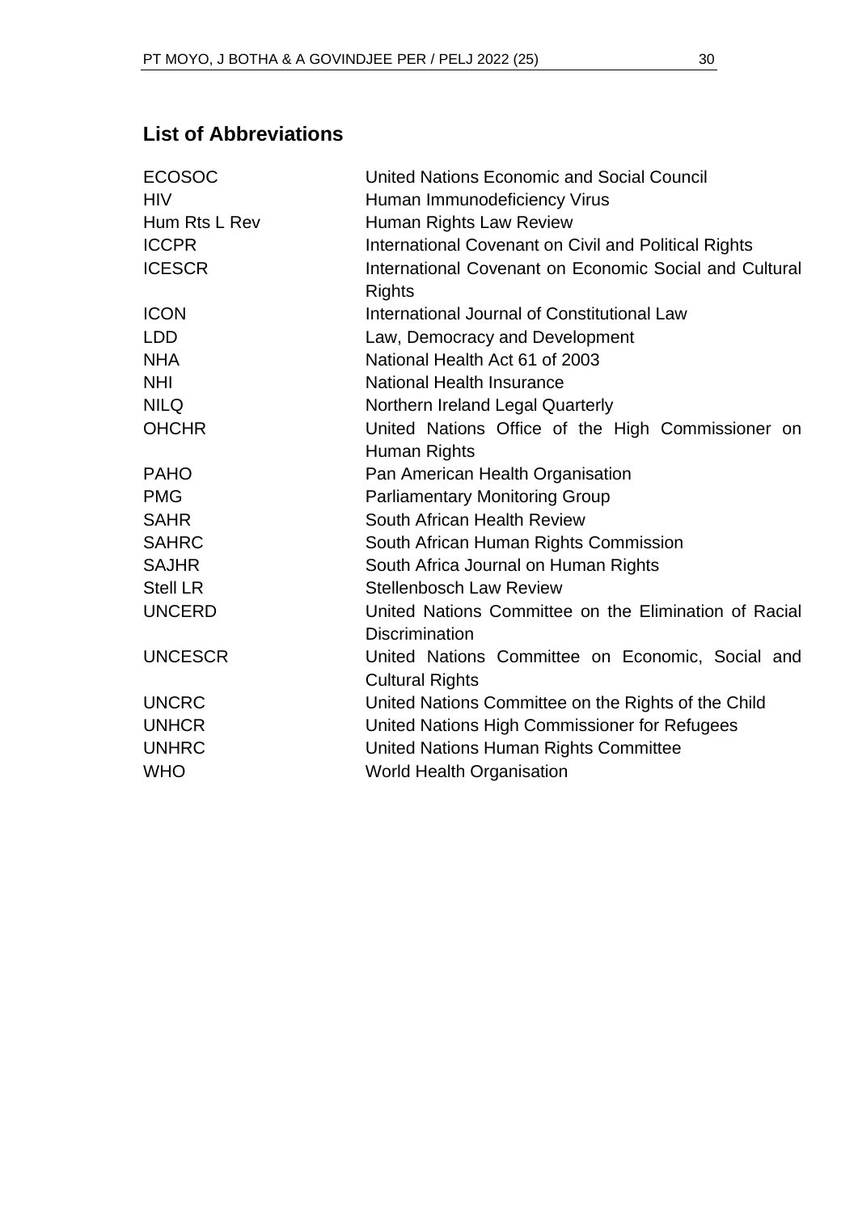## List of Abbreviations

| | |
|---|---|
| ECOSOC | United Nations Economic and Social Council |
| HIV | Human Immunodeficiency Virus |
| Hum Rts L Rev | Human Rights Law Review |
| ICCPR | International Covenant on Civil and Political Rights |
| ICESCR | International Covenant on Economic Social and Cultural Rights |
| ICON | International Journal of Constitutional Law |
| LDD | Law, Democracy and Development |
| NHA | National Health Act 61 of 2003 |
| NHI | National Health Insurance |
| NILQ | Northern Ireland Legal Quarterly |
| OHCHR | United Nations Office of the High Commissioner on Human Rights |
| PAHO | Pan American Health Organisation |
| PMG | Parliamentary Monitoring Group |
| SAHR | South African Health Review |
| SAHRC | South African Human Rights Commission |
| SAJHR | South Africa Journal on Human Rights |
| Stell LR | Stellenbosch Law Review |
| UNCERD | United Nations Committee on the Elimination of Racial Discrimination |
| UNCESCR | United Nations Committee on Economic, Social and Cultural Rights |
| UNCRC | United Nations Committee on the Rights of the Child |
| UNHCR | United Nations High Commissioner for Refugees |
| UNHRC | United Nations Human Rights Committee |
| WHO | World Health Organisation |